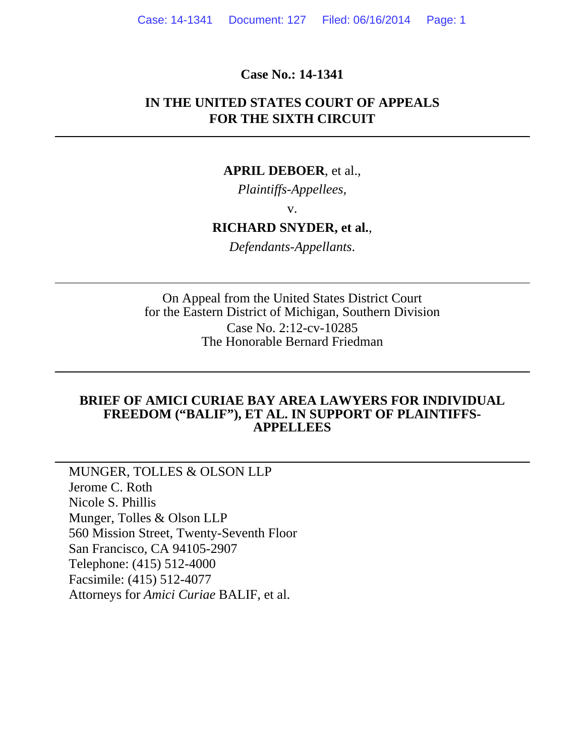**Case No.: 14-1341**

**IN THE UNITED STATES COURT OF APPEALS FOR THE SIXTH CIRCUIT**

---

**APRIL DEBOER**, et al.,

*Plaintiffs-Appellees,*

v.

**RICHARD SNYDER, et al.**,

*Defendants-Appellants.*

---

On Appeal from the United States District Court for the Eastern District of Michigan, Southern Division
Case No. 2:12-cv-10285
The Honorable Bernard Friedman

---

**BRIEF OF AMICI CURIAE BAY AREA LAWYERS FOR INDIVIDUAL FREEDOM ("BALIF"), ET AL. IN SUPPORT OF PLAINTIFFS-APPELLEES**

---

MUNGER, TOLLES & OLSON LLP
Jerome C. Roth
Nicole S. Phillis
Munger, Tolles & Olson LLP
560 Mission Street, Twenty-Seventh Floor
San Francisco, CA 94105-2907
Telephone: (415) 512-4000
Facsimile: (415) 512-4077
Attorneys for *Amici Curiae* BALIF, et al.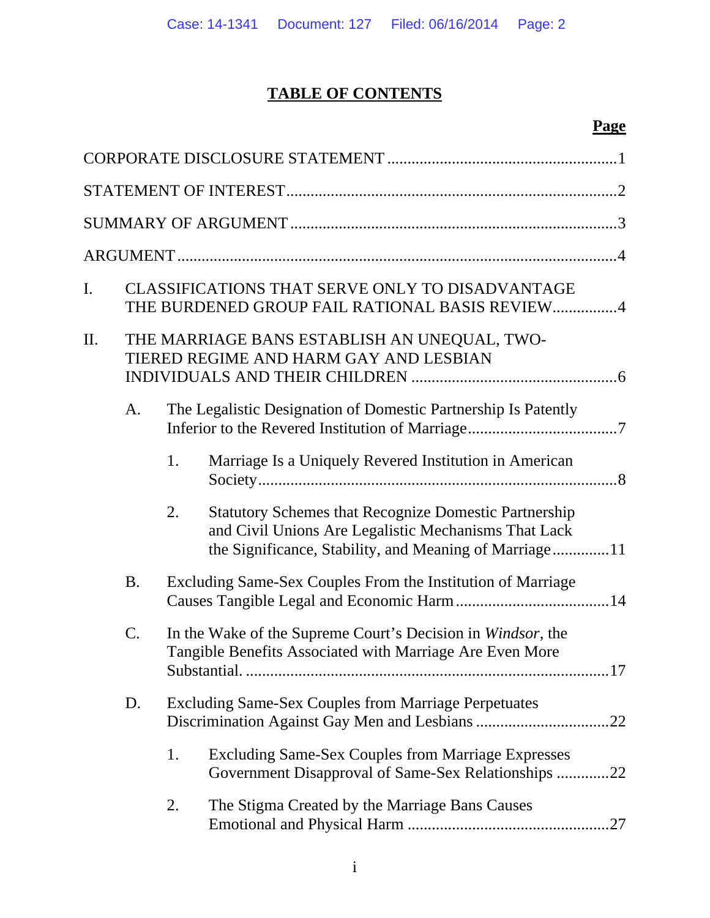# TABLE OF CONTENTS

| | Page |
|---|---|
| CORPORATE DISCLOSURE STATEMENT | 1 |
| STATEMENT OF INTEREST | 2 |
| SUMMARY OF ARGUMENT | 3 |
| ARGUMENT | 4 |
| I. CLASSIFICATIONS THAT SERVE ONLY TO DISADVANTAGE THE BURDENED GROUP FAIL RATIONAL BASIS REVIEW | 4 |
| II. THE MARRIAGE BANS ESTABLISH AN UNEQUAL, TWO-TIERED REGIME AND HARM GAY AND LESBIAN INDIVIDUALS AND THEIR CHILDREN | 6 |
| A. The Legalistic Designation of Domestic Partnership Is Patently Inferior to the Revered Institution of Marriage | 7 |
| 1. Marriage Is a Uniquely Revered Institution in American Society | 8 |
| 2. Statutory Schemes that Recognize Domestic Partnership and Civil Unions Are Legalistic Mechanisms That Lack the Significance, Stability, and Meaning of Marriage | 11 |
| B. Excluding Same-Sex Couples From the Institution of Marriage Causes Tangible Legal and Economic Harm | 14 |
| C. In the Wake of the Supreme Court's Decision in *Windsor*, the Tangible Benefits Associated with Marriage Are Even More Substantial. | 17 |
| D. Excluding Same-Sex Couples from Marriage Perpetuates Discrimination Against Gay Men and Lesbians | 22 |
| 1. Excluding Same-Sex Couples from Marriage Expresses Government Disapproval of Same-Sex Relationships | 22 |
| 2. The Stigma Created by the Marriage Bans Causes Emotional and Physical Harm | 27 |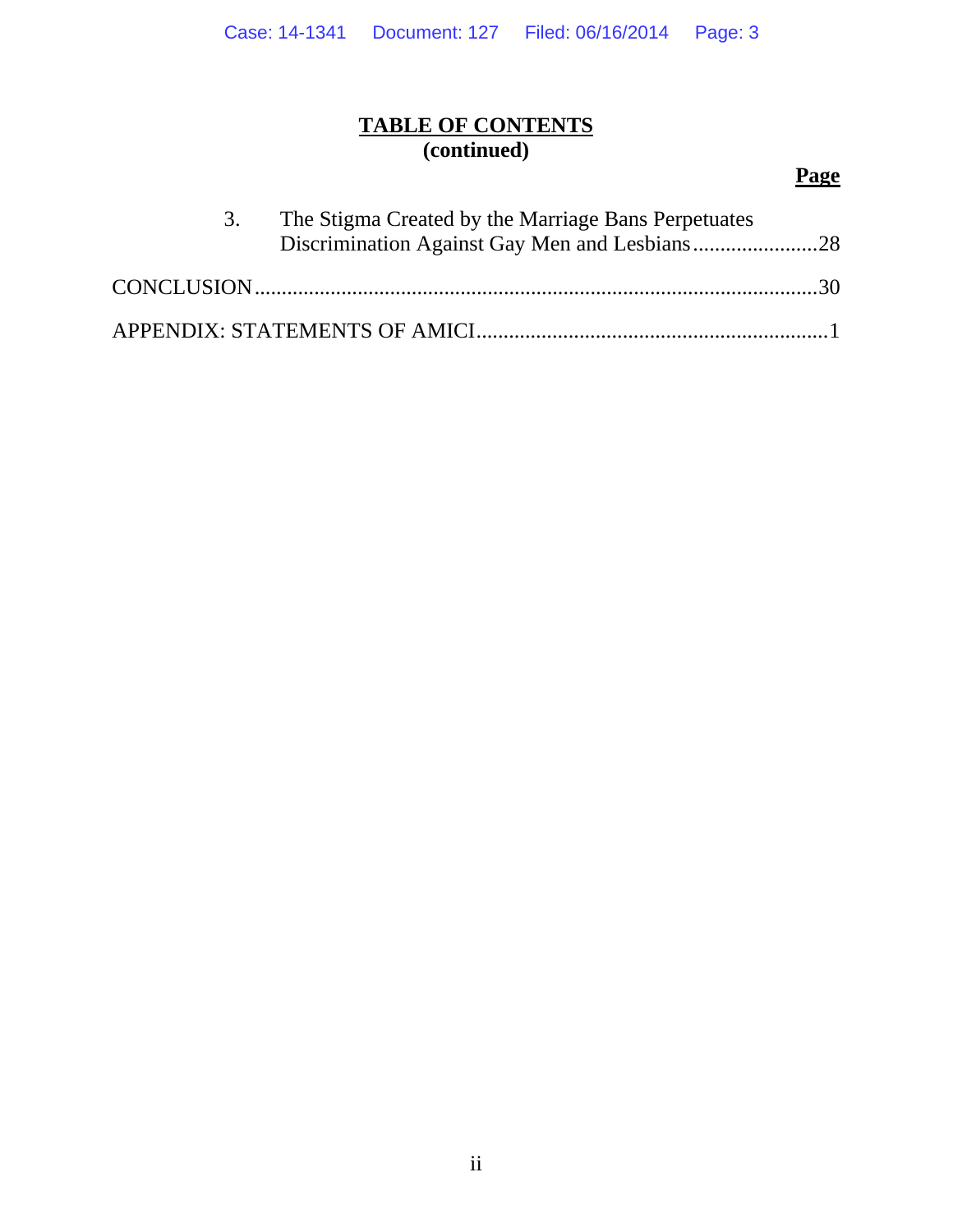**TABLE OF CONTENTS**
**(continued)**

**Page**

3. The Stigma Created by the Marriage Bans Perpetuates Discrimination Against Gay Men and Lesbians .......................28

CONCLUSION .......................................................................................................30

APPENDIX: STATEMENTS OF AMICI ................................................................1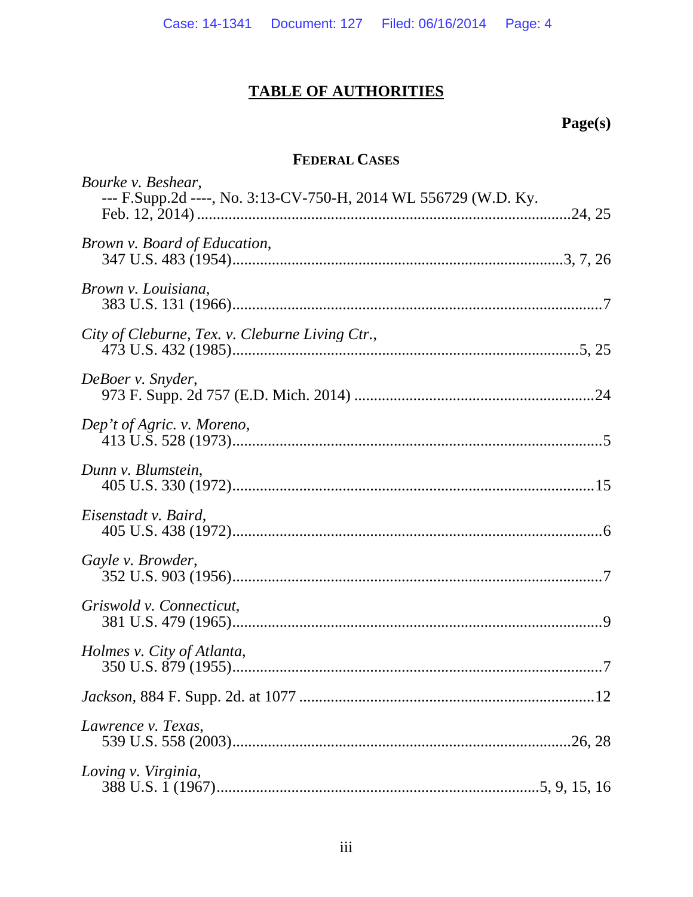## TABLE OF AUTHORITIES

**Page(s)**

### FEDERAL CASES

*Bourke v. Beshear*,
--- F.Supp.2d ----, No. 3:13-CV-750-H, 2014 WL 556729 (W.D. Ky. Feb. 12, 2014) ....................24, 25

*Brown v. Board of Education*,
347 U.S. 483 (1954)....................3, 7, 26

*Brown v. Louisiana*,
383 U.S. 131 (1966)....................7

*City of Cleburne, Tex. v. Cleburne Living Ctr.*,
473 U.S. 432 (1985)....................5, 25

*DeBoer v. Snyder*,
973 F. Supp. 2d 757 (E.D. Mich. 2014) ....................24

*Dep't of Agric. v. Moreno*,
413 U.S. 528 (1973)....................5

*Dunn v. Blumstein*,
405 U.S. 330 (1972)....................15

*Eisenstadt v. Baird*,
405 U.S. 438 (1972)....................6

*Gayle v. Browder*,
352 U.S. 903 (1956)....................7

*Griswold v. Connecticut*,
381 U.S. 479 (1965)....................9

*Holmes v. City of Atlanta*,
350 U.S. 879 (1955)....................7

*Jackson*, 884 F. Supp. 2d. at 1077 ....................12

*Lawrence v. Texas*,
539 U.S. 558 (2003)....................26, 28

*Loving v. Virginia*,
388 U.S. 1 (1967)....................5, 9, 15, 16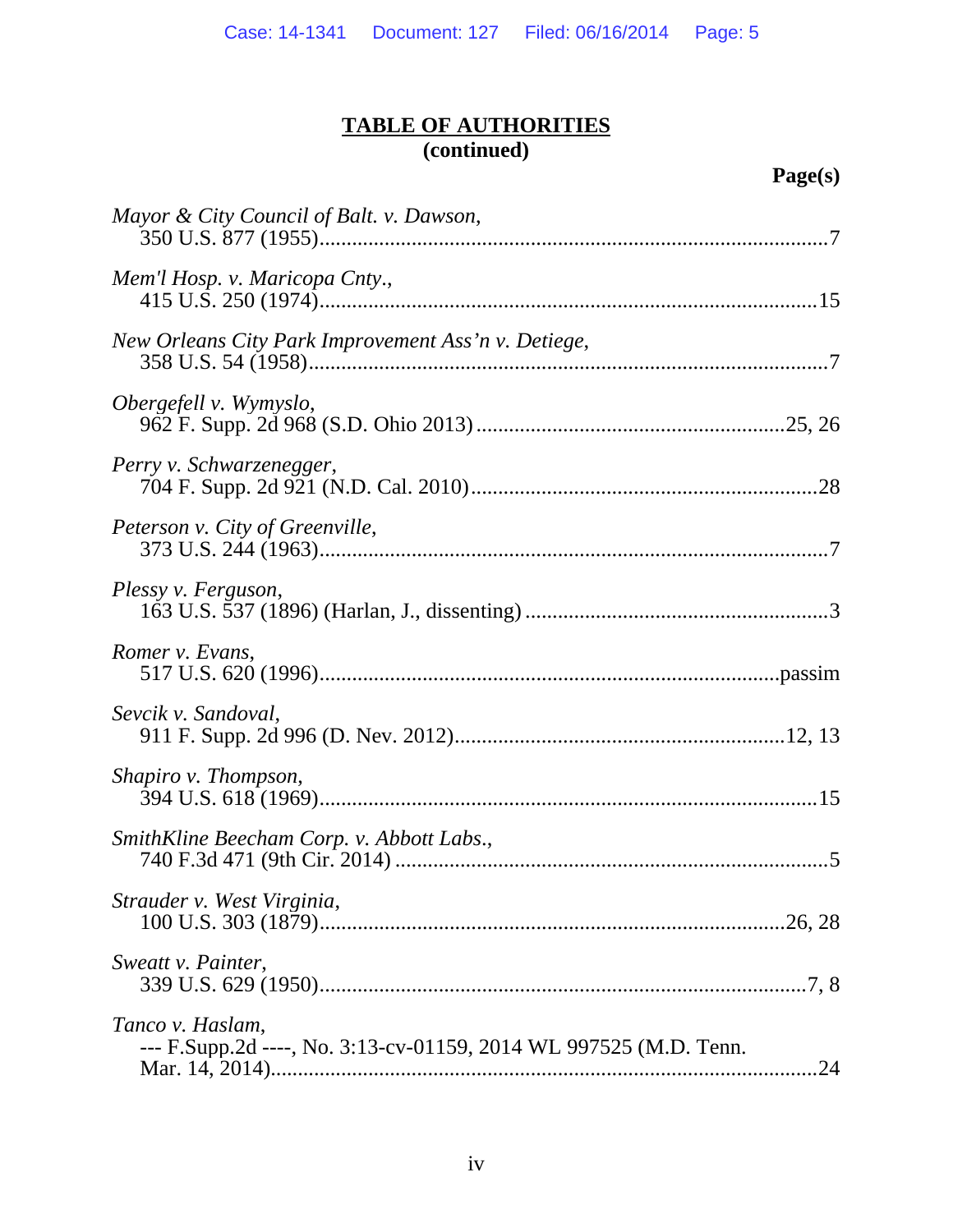## TABLE OF AUTHORITIES
**(continued)**

**Page(s)**

*Mayor & City Council of Balt. v. Dawson*,
350 U.S. 877 (1955) ............................................................................................ 7

*Mem'l Hosp. v. Maricopa Cnty.*,
415 U.S. 250 (1974) .......................................................................................... 15

*New Orleans City Park Improvement Ass'n v. Detiege*,
358 U.S. 54 (1958) .............................................................................................. 7

*Obergefell v. Wymyslo*,
962 F. Supp. 2d 968 (S.D. Ohio 2013) ....................................................... 25, 26

*Perry v. Schwarzenegger*,
704 F. Supp. 2d 921 (N.D. Cal. 2010) ............................................................... 28

*Peterson v. City of Greenville*,
373 U.S. 244 (1963) ............................................................................................ 7

*Plessy v. Ferguson*,
163 U.S. 537 (1896) (Harlan, J., dissenting) ...................................................... 3

*Romer v. Evans*,
517 U.S. 620 (1996) ................................................................................... passim

*Sevcik v. Sandoval*,
911 F. Supp. 2d 996 (D. Nev. 2012) ........................................................... 12, 13

*Shapiro v. Thompson*,
394 U.S. 618 (1969) .......................................................................................... 15

*SmithKline Beecham Corp. v. Abbott Labs.*,
740 F.3d 471 (9th Cir. 2014) ............................................................................... 5

*Strauder v. West Virginia*,
100 U.S. 303 (1879) .................................................................................... 26, 28

*Sweatt v. Painter*,
339 U.S. 629 (1950) ......................................................................................... 7, 8

*Tanco v. Haslam*,
--- F.Supp.2d ----, No. 3:13-cv-01159, 2014 WL 997525 (M.D. Tenn. Mar. 14, 2014) ................................................................................................. 24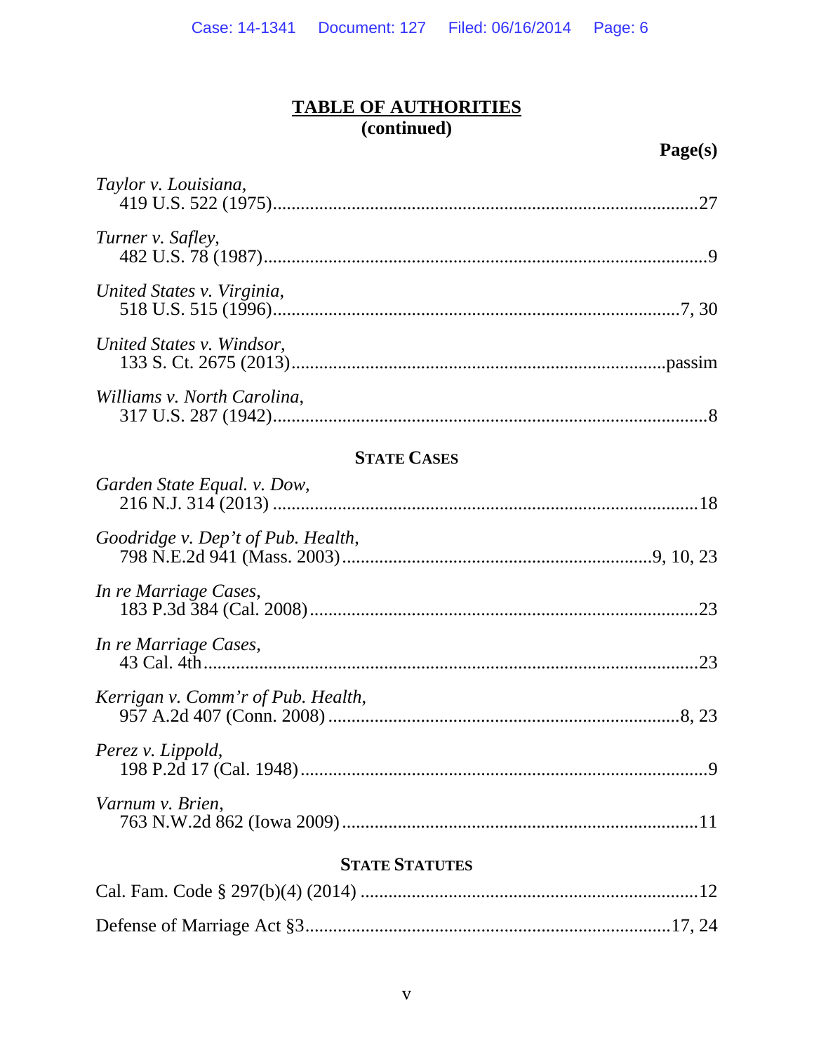## TABLE OF AUTHORITIES
**(continued)**

**Page(s)**

*Taylor v. Louisiana*,
419 U.S. 522 (1975)....................27

*Turner v. Safley*,
482 U.S. 78 (1987)....................9

*United States v. Virginia*,
518 U.S. 515 (1996)....................7, 30

*United States v. Windsor*,
133 S. Ct. 2675 (2013)....................passim

*Williams v. North Carolina*,
317 U.S. 287 (1942)....................8

### STATE CASES

*Garden State Equal. v. Dow*,
216 N.J. 314 (2013)....................18

*Goodridge v. Dep't of Pub. Health*,
798 N.E.2d 941 (Mass. 2003)....................9, 10, 23

*In re Marriage Cases*,
183 P.3d 384 (Cal. 2008)....................23

*In re Marriage Cases*,
43 Cal. 4th....................23

*Kerrigan v. Comm'r of Pub. Health*,
957 A.2d 407 (Conn. 2008)....................8, 23

*Perez v. Lippold*,
198 P.2d 17 (Cal. 1948)....................9

*Varnum v. Brien*,
763 N.W.2d 862 (Iowa 2009)....................11

### STATE STATUTES

Cal. Fam. Code § 297(b)(4) (2014)....................12

Defense of Marriage Act §3....................17, 24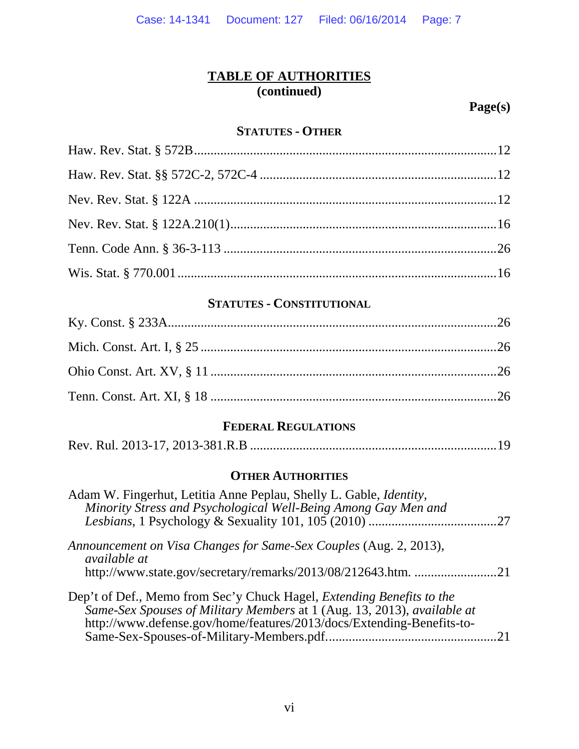## TABLE OF AUTHORITIES
**(continued)**

**Page(s)**

### STATUTES - OTHER

Haw. Rev. Stat. § 572B ............................................................ 12

Haw. Rev. Stat. §§ 572C-2, 572C-4 ............................................................ 12

Nev. Rev. Stat. § 122A ............................................................ 12

Nev. Rev. Stat. § 122A.210(1) ............................................................ 16

Tenn. Code Ann. § 36-3-113 ............................................................ 26

Wis. Stat. § 770.001 ............................................................ 16

### STATUTES - CONSTITUTIONAL

Ky. Const. § 233A ............................................................ 26

Mich. Const. Art. I, § 25 ............................................................ 26

Ohio Const. Art. XV, § 11 ............................................................ 26

Tenn. Const. Art. XI, § 18 ............................................................ 26

### FEDERAL REGULATIONS

Rev. Rul. 2013-17, 2013-381.R.B ............................................................ 19

### OTHER AUTHORITIES

Adam W. Fingerhut, Letitia Anne Peplau, Shelly L. Gable, *Identity, Minority Stress and Psychological Well-Being Among Gay Men and Lesbians*, 1 Psychology & Sexuality 101, 105 (2010) ............................................................ 27

*Announcement on Visa Changes for Same-Sex Couples* (Aug. 2, 2013), *available at* http://www.state.gov/secretary/remarks/2013/08/212643.htm. ............................................................ 21

Dep't of Def., Memo from Sec'y Chuck Hagel, *Extending Benefits to the Same-Sex Spouses of Military Members* at 1 (Aug. 13, 2013), *available at* http://www.defense.gov/home/features/2013/docs/Extending-Benefits-to-Same-Sex-Spouses-of-Military-Members.pdf. ............................................................ 21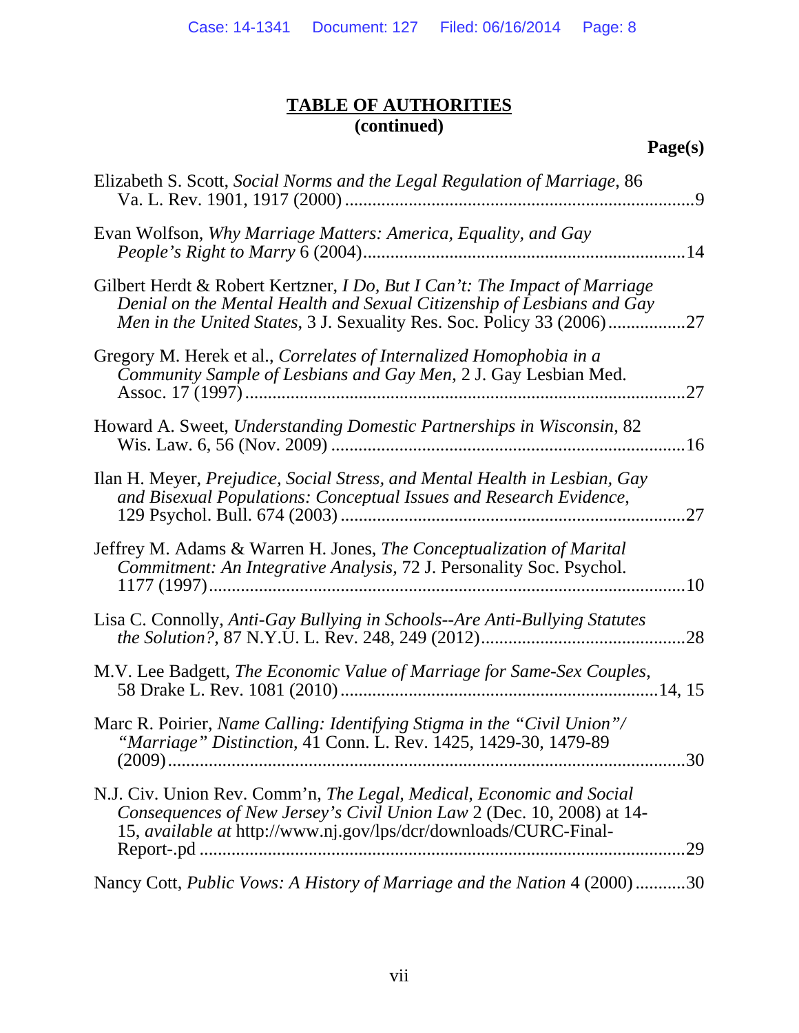## TABLE OF AUTHORITIES
**(continued)**

**Page(s)**

Elizabeth S. Scott, *Social Norms and the Legal Regulation of Marriage*, 86 Va. L. Rev. 1901, 1917 (2000) .......... 9

Evan Wolfson, *Why Marriage Matters: America, Equality, and Gay People's Right to Marry* 6 (2004) .......... 14

Gilbert Herdt & Robert Kertzner, *I Do, But I Can't: The Impact of Marriage Denial on the Mental Health and Sexual Citizenship of Lesbians and Gay Men in the United States*, 3 J. Sexuality Res. Soc. Policy 33 (2006) .......... 27

Gregory M. Herek et al., *Correlates of Internalized Homophobia in a Community Sample of Lesbians and Gay Men*, 2 J. Gay Lesbian Med. Assoc. 17 (1997) .......... 27

Howard A. Sweet, *Understanding Domestic Partnerships in Wisconsin*, 82 Wis. Law. 6, 56 (Nov. 2009) .......... 16

Ilan H. Meyer, *Prejudice, Social Stress, and Mental Health in Lesbian, Gay and Bisexual Populations: Conceptual Issues and Research Evidence*, 129 Psychol. Bull. 674 (2003) .......... 27

Jeffrey M. Adams & Warren H. Jones, *The Conceptualization of Marital Commitment: An Integrative Analysis*, 72 J. Personality Soc. Psychol. 1177 (1997) .......... 10

Lisa C. Connolly, *Anti-Gay Bullying in Schools--Are Anti-Bullying Statutes the Solution?*, 87 N.Y.U. L. Rev. 248, 249 (2012) .......... 28

M.V. Lee Badgett, *The Economic Value of Marriage for Same-Sex Couples*, 58 Drake L. Rev. 1081 (2010) .......... 14, 15

Marc R. Poirier, *Name Calling: Identifying Stigma in the "Civil Union"/ "Marriage" Distinction*, 41 Conn. L. Rev. 1425, 1429-30, 1479-89 (2009) .......... 30

N.J. Civ. Union Rev. Comm'n, *The Legal, Medical, Economic and Social Consequences of New Jersey's Civil Union Law* 2 (Dec. 10, 2008) at 14-15, *available at* http://www.nj.gov/lps/dcr/downloads/CURC-Final-Report-.pd .......... 29

Nancy Cott, *Public Vows: A History of Marriage and the Nation* 4 (2000) .......... 30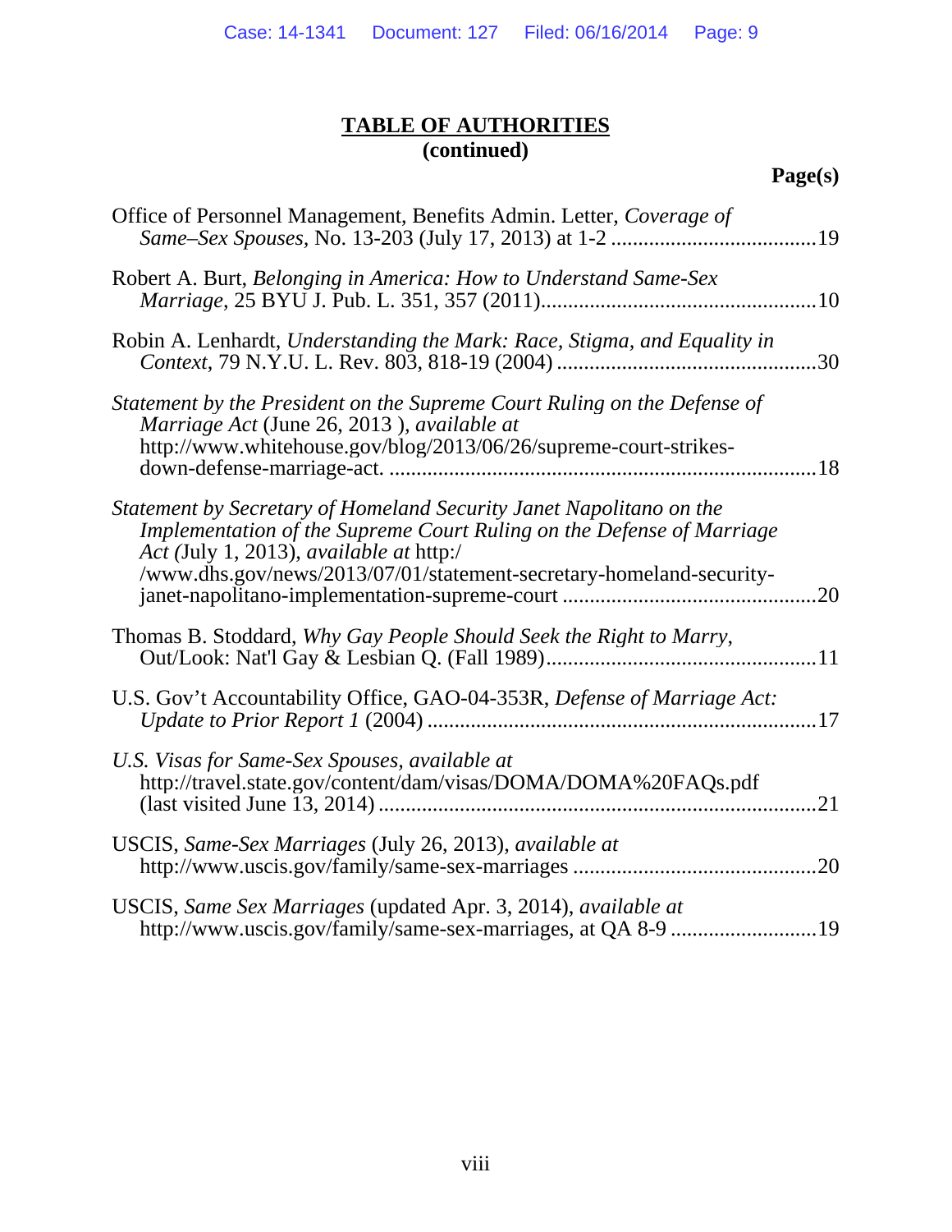**TABLE OF AUTHORITIES**
**(continued)**

**Page(s)**

Office of Personnel Management, Benefits Admin. Letter, *Coverage of Same–Sex Spouses,* No. 13-203 (July 17, 2013) at 1-2 ......................................19

Robert A. Burt, *Belonging in America: How to Understand Same-Sex Marriage*, 25 BYU J. Pub. L. 351, 357 (2011)..................................................10

Robin A. Lenhardt, *Understanding the Mark: Race, Stigma, and Equality in Context,* 79 N.Y.U. L. Rev. 803, 818-19 (2004) ................................................30

*Statement by the President on the Supreme Court Ruling on the Defense of Marriage Act* (June 26, 2013 ), *available at* http://www.whitehouse.gov/blog/2013/06/26/supreme-court-strikes-down-defense-marriage-act. .............................................................................18

*Statement by Secretary of Homeland Security Janet Napolitano on the Implementation of the Supreme Court Ruling on the Defense of Marriage Act (*July 1, 2013), *available at* http://www.dhs.gov/news/2013/07/01/statement-secretary-homeland-security-janet-napolitano-implementation-supreme-court ..............................................20

Thomas B. Stoddard, *Why Gay People Should Seek the Right to Marry,* Out/Look: Nat'l Gay & Lesbian Q. (Fall 1989).................................................11

U.S. Gov't Accountability Office, GAO-04-353R, *Defense of Marriage Act: Update to Prior Report 1* (2004) .......................................................................17

*U.S. Visas for Same-Sex Spouses, available at* http://travel.state.gov/content/dam/visas/DOMA/DOMA%20FAQs.pdf (last visited June 13, 2014) ................................................................................21

USCIS, *Same-Sex Marriages* (July 26, 2013), *available at* http://www.uscis.gov/family/same-sex-marriages ............................................20

USCIS, *Same Sex Marriages* (updated Apr. 3, 2014), *available at* http://www.uscis.gov/family/same-sex-marriages, at QA 8-9 ...........................19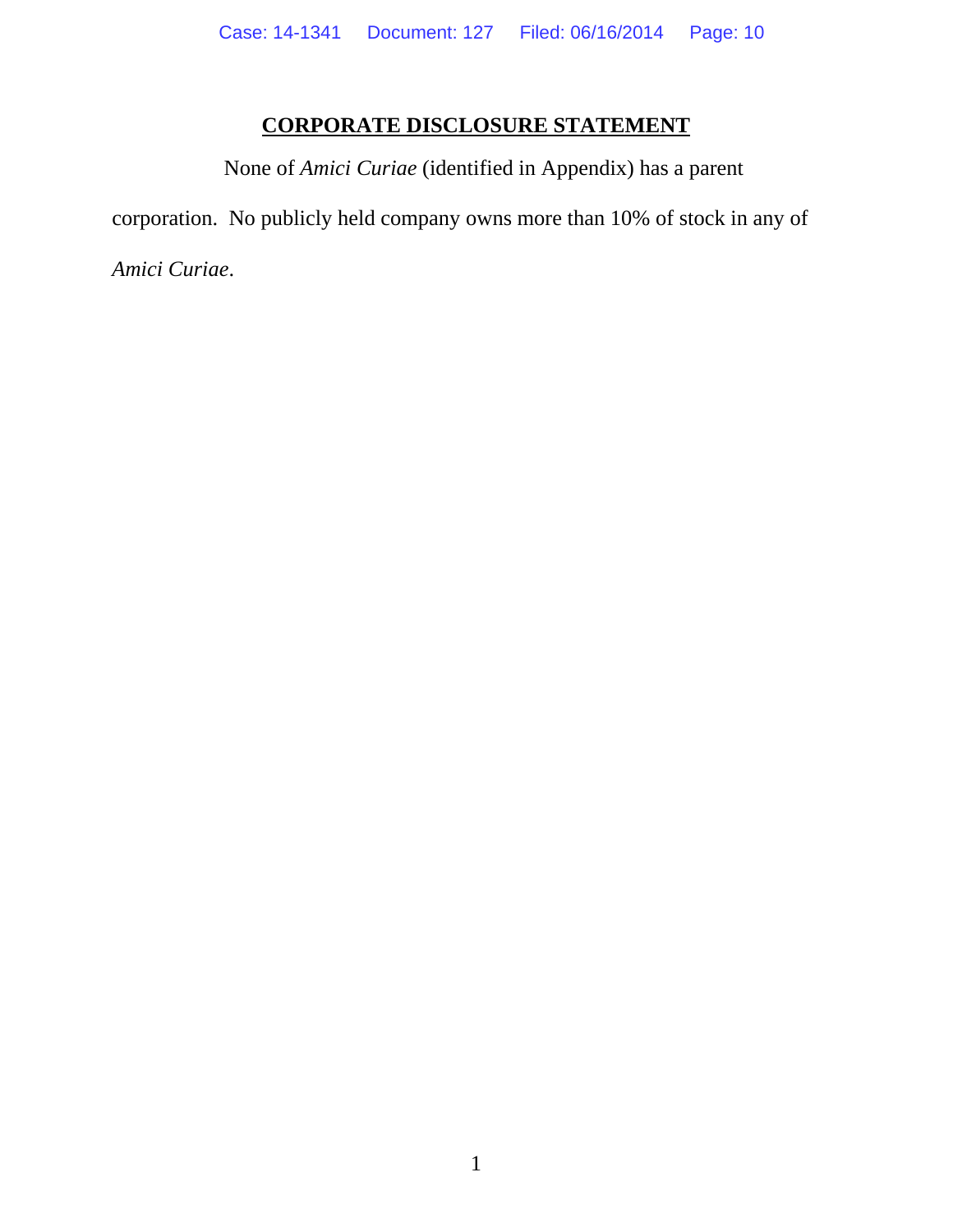## CORPORATE DISCLOSURE STATEMENT

None of *Amici Curiae* (identified in Appendix) has a parent corporation. No publicly held company owns more than 10% of stock in any of *Amici Curiae*.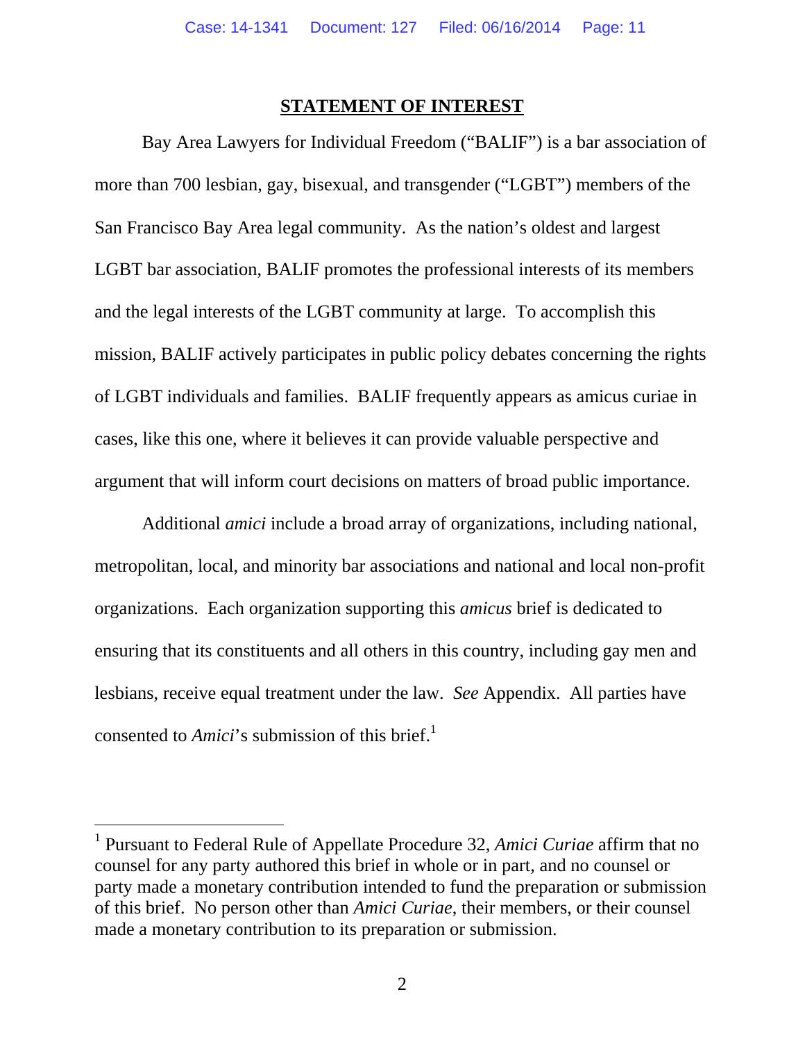## STATEMENT OF INTEREST

Bay Area Lawyers for Individual Freedom ("BALIF") is a bar association of more than 700 lesbian, gay, bisexual, and transgender ("LGBT") members of the San Francisco Bay Area legal community. As the nation's oldest and largest LGBT bar association, BALIF promotes the professional interests of its members and the legal interests of the LGBT community at large. To accomplish this mission, BALIF actively participates in public policy debates concerning the rights of LGBT individuals and families. BALIF frequently appears as amicus curiae in cases, like this one, where it believes it can provide valuable perspective and argument that will inform court decisions on matters of broad public importance.

Additional *amici* include a broad array of organizations, including national, metropolitan, local, and minority bar associations and national and local non-profit organizations. Each organization supporting this *amicus* brief is dedicated to ensuring that its constituents and all others in this country, including gay men and lesbians, receive equal treatment under the law. *See* Appendix. All parties have consented to *Amici*'s submission of this brief.[1]

---

[1] Pursuant to Federal Rule of Appellate Procedure 32, *Amici Curiae* affirm that no counsel for any party authored this brief in whole or in part, and no counsel or party made a monetary contribution intended to fund the preparation or submission of this brief. No person other than *Amici Curiae*, their members, or their counsel made a monetary contribution to its preparation or submission.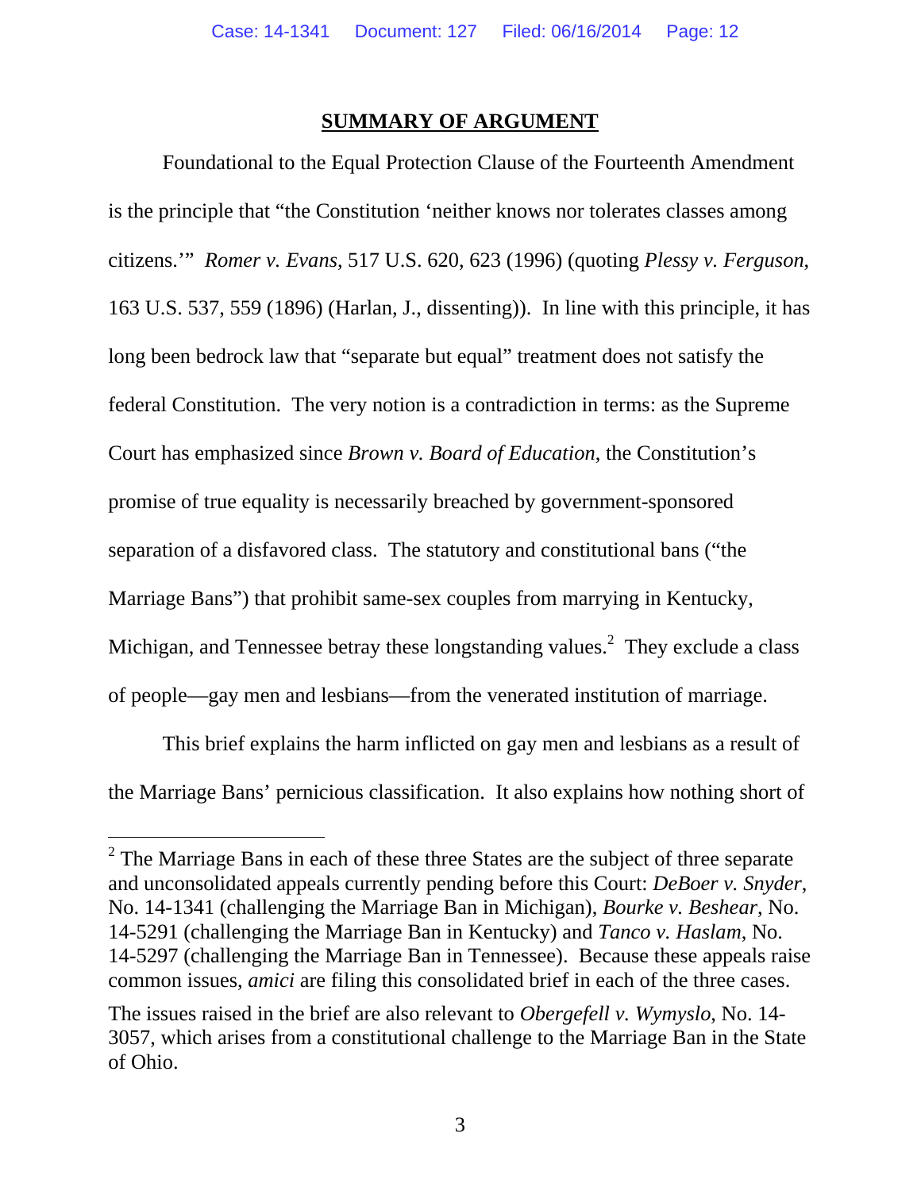## SUMMARY OF ARGUMENT

Foundational to the Equal Protection Clause of the Fourteenth Amendment is the principle that "the Constitution 'neither knows nor tolerates classes among citizens.'" *Romer v. Evans*, 517 U.S. 620, 623 (1996) (quoting *Plessy v. Ferguson*, 163 U.S. 537, 559 (1896) (Harlan, J., dissenting)). In line with this principle, it has long been bedrock law that "separate but equal" treatment does not satisfy the federal Constitution. The very notion is a contradiction in terms: as the Supreme Court has emphasized since *Brown v. Board of Education*, the Constitution's promise of true equality is necessarily breached by government-sponsored separation of a disfavored class. The statutory and constitutional bans ("the Marriage Bans") that prohibit same-sex couples from marrying in Kentucky, Michigan, and Tennessee betray these longstanding values.[2] They exclude a class of people—gay men and lesbians—from the venerated institution of marriage.

This brief explains the harm inflicted on gay men and lesbians as a result of the Marriage Bans' pernicious classification. It also explains how nothing short of

[2] The Marriage Bans in each of these three States are the subject of three separate and unconsolidated appeals currently pending before this Court: *DeBoer v. Snyder*, No. 14-1341 (challenging the Marriage Ban in Michigan), *Bourke v. Beshear*, No. 14-5291 (challenging the Marriage Ban in Kentucky) and *Tanco v. Haslam*, No. 14-5297 (challenging the Marriage Ban in Tennessee). Because these appeals raise common issues, *amici* are filing this consolidated brief in each of the three cases.

The issues raised in the brief are also relevant to *Obergefell v. Wymyslo*, No. 14-3057, which arises from a constitutional challenge to the Marriage Ban in the State of Ohio.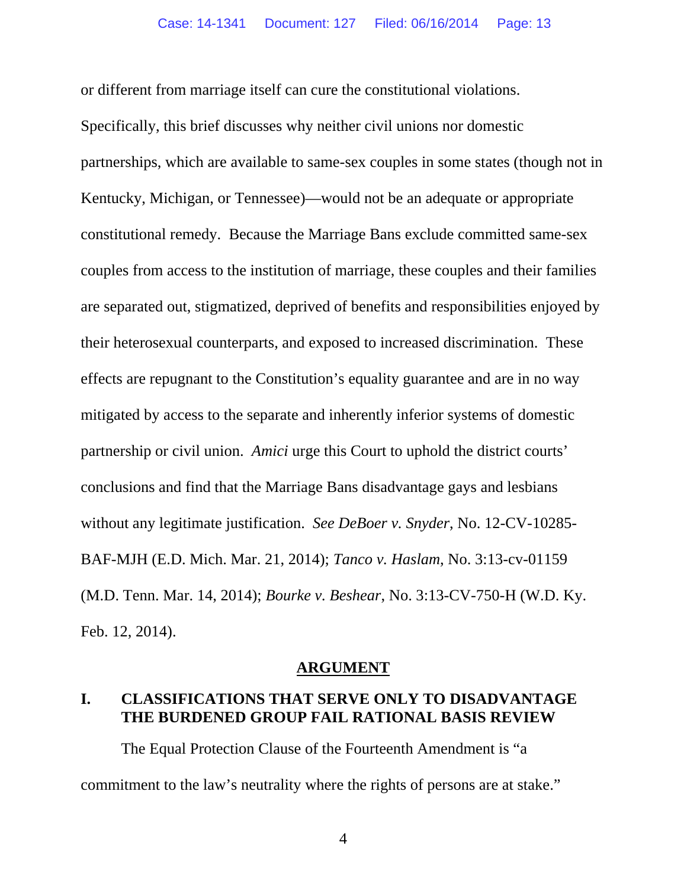or different from marriage itself can cure the constitutional violations. Specifically, this brief discusses why neither civil unions nor domestic partnerships, which are available to same-sex couples in some states (though not in Kentucky, Michigan, or Tennessee)—would not be an adequate or appropriate constitutional remedy. Because the Marriage Bans exclude committed same-sex couples from access to the institution of marriage, these couples and their families are separated out, stigmatized, deprived of benefits and responsibilities enjoyed by their heterosexual counterparts, and exposed to increased discrimination. These effects are repugnant to the Constitution's equality guarantee and are in no way mitigated by access to the separate and inherently inferior systems of domestic partnership or civil union. *Amici* urge this Court to uphold the district courts' conclusions and find that the Marriage Bans disadvantage gays and lesbians without any legitimate justification. *See DeBoer v. Snyder*, No. 12-CV-10285-BAF-MJH (E.D. Mich. Mar. 21, 2014); *Tanco v. Haslam*, No. 3:13-cv-01159 (M.D. Tenn. Mar. 14, 2014); *Bourke v. Beshear*, No. 3:13-CV-750-H (W.D. Ky. Feb. 12, 2014).

## ARGUMENT

### I. CLASSIFICATIONS THAT SERVE ONLY TO DISADVANTAGE THE BURDENED GROUP FAIL RATIONAL BASIS REVIEW

The Equal Protection Clause of the Fourteenth Amendment is "a commitment to the law's neutrality where the rights of persons are at stake."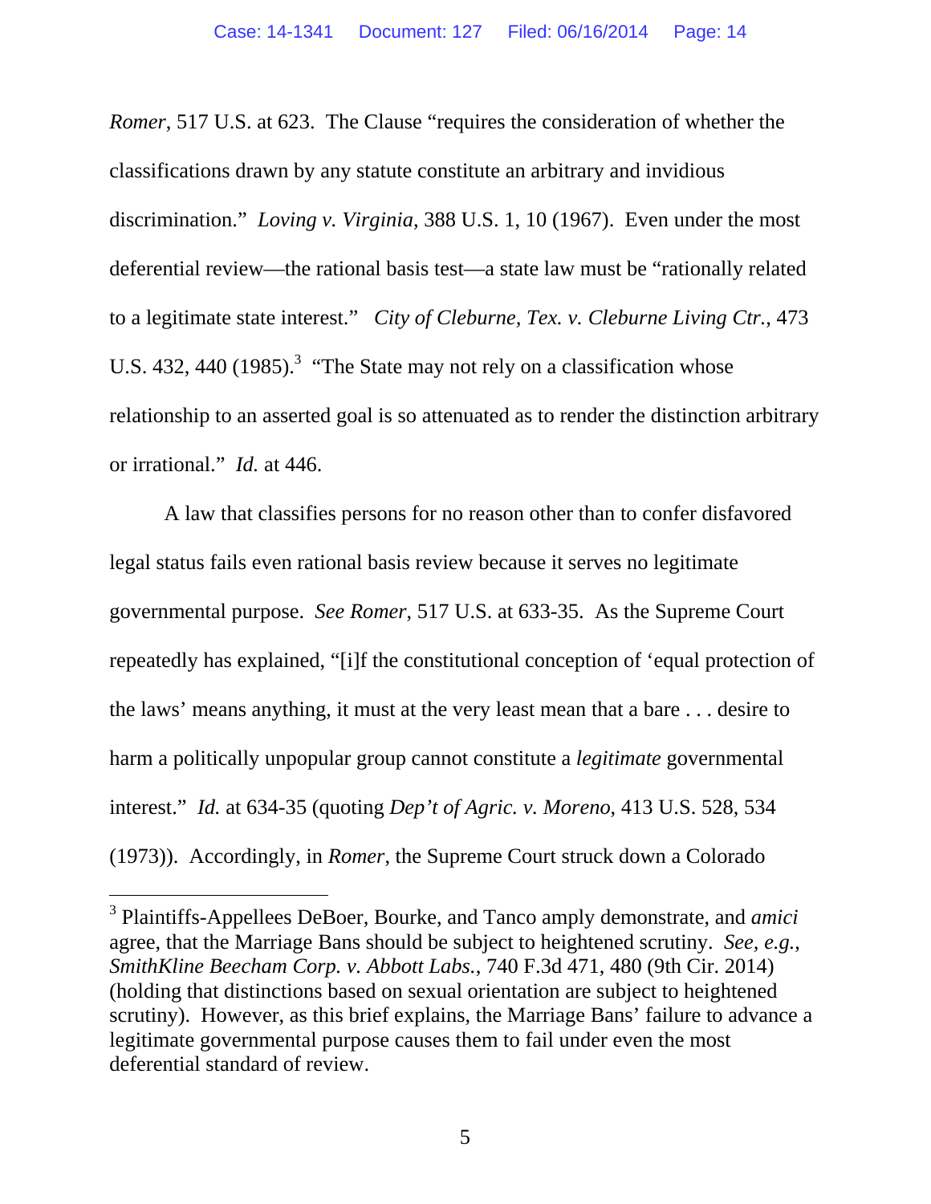*Romer*, 517 U.S. at 623. The Clause "requires the consideration of whether the classifications drawn by any statute constitute an arbitrary and invidious discrimination." *Loving v. Virginia*, 388 U.S. 1, 10 (1967). Even under the most deferential review—the rational basis test—a state law must be "rationally related to a legitimate state interest." *City of Cleburne, Tex. v. Cleburne Living Ctr.*, 473 U.S. 432, 440 (1985).[3] "The State may not rely on a classification whose relationship to an asserted goal is so attenuated as to render the distinction arbitrary or irrational." *Id.* at 446.

A law that classifies persons for no reason other than to confer disfavored legal status fails even rational basis review because it serves no legitimate governmental purpose. *See Romer*, 517 U.S. at 633-35. As the Supreme Court repeatedly has explained, "[i]f the constitutional conception of 'equal protection of the laws' means anything, it must at the very least mean that a bare . . . desire to harm a politically unpopular group cannot constitute a *legitimate* governmental interest." *Id.* at 634-35 (quoting *Dep't of Agric. v. Moreno*, 413 U.S. 528, 534 (1973)). Accordingly, in *Romer*, the Supreme Court struck down a Colorado

[3] Plaintiffs-Appellees DeBoer, Bourke, and Tanco amply demonstrate, and *amici* agree, that the Marriage Bans should be subject to heightened scrutiny. *See, e.g.*, *SmithKline Beecham Corp. v. Abbott Labs.*, 740 F.3d 471, 480 (9th Cir. 2014) (holding that distinctions based on sexual orientation are subject to heightened scrutiny). However, as this brief explains, the Marriage Bans' failure to advance a legitimate governmental purpose causes them to fail under even the most deferential standard of review.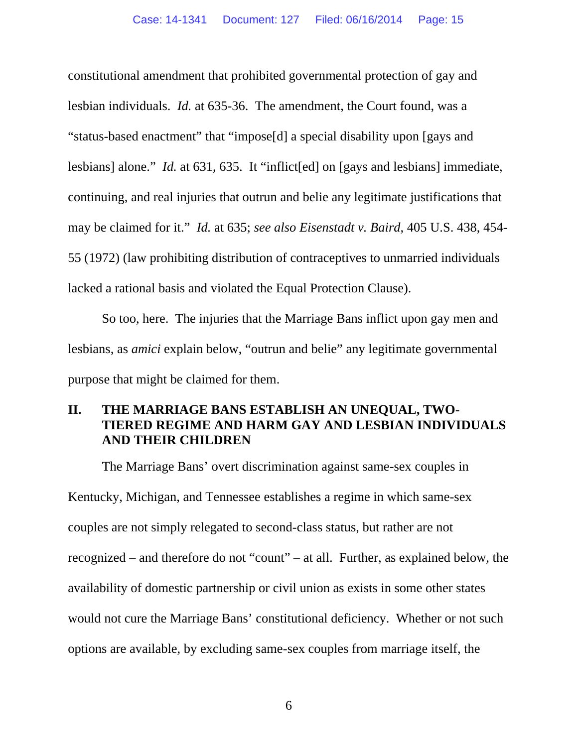constitutional amendment that prohibited governmental protection of gay and lesbian individuals. *Id.* at 635-36. The amendment, the Court found, was a "status-based enactment" that "impose[d] a special disability upon [gays and lesbians] alone." *Id.* at 631, 635. It "inflict[ed] on [gays and lesbians] immediate, continuing, and real injuries that outrun and belie any legitimate justifications that may be claimed for it." *Id.* at 635; *see also Eisenstadt v. Baird*, 405 U.S. 438, 454-55 (1972) (law prohibiting distribution of contraceptives to unmarried individuals lacked a rational basis and violated the Equal Protection Clause).

So too, here. The injuries that the Marriage Bans inflict upon gay men and lesbians, as *amici* explain below, "outrun and belie" any legitimate governmental purpose that might be claimed for them.

## II. THE MARRIAGE BANS ESTABLISH AN UNEQUAL, TWO-TIERED REGIME AND HARM GAY AND LESBIAN INDIVIDUALS AND THEIR CHILDREN

The Marriage Bans' overt discrimination against same-sex couples in Kentucky, Michigan, and Tennessee establishes a regime in which same-sex couples are not simply relegated to second-class status, but rather are not recognized – and therefore do not "count" – at all. Further, as explained below, the availability of domestic partnership or civil union as exists in some other states would not cure the Marriage Bans' constitutional deficiency. Whether or not such options are available, by excluding same-sex couples from marriage itself, the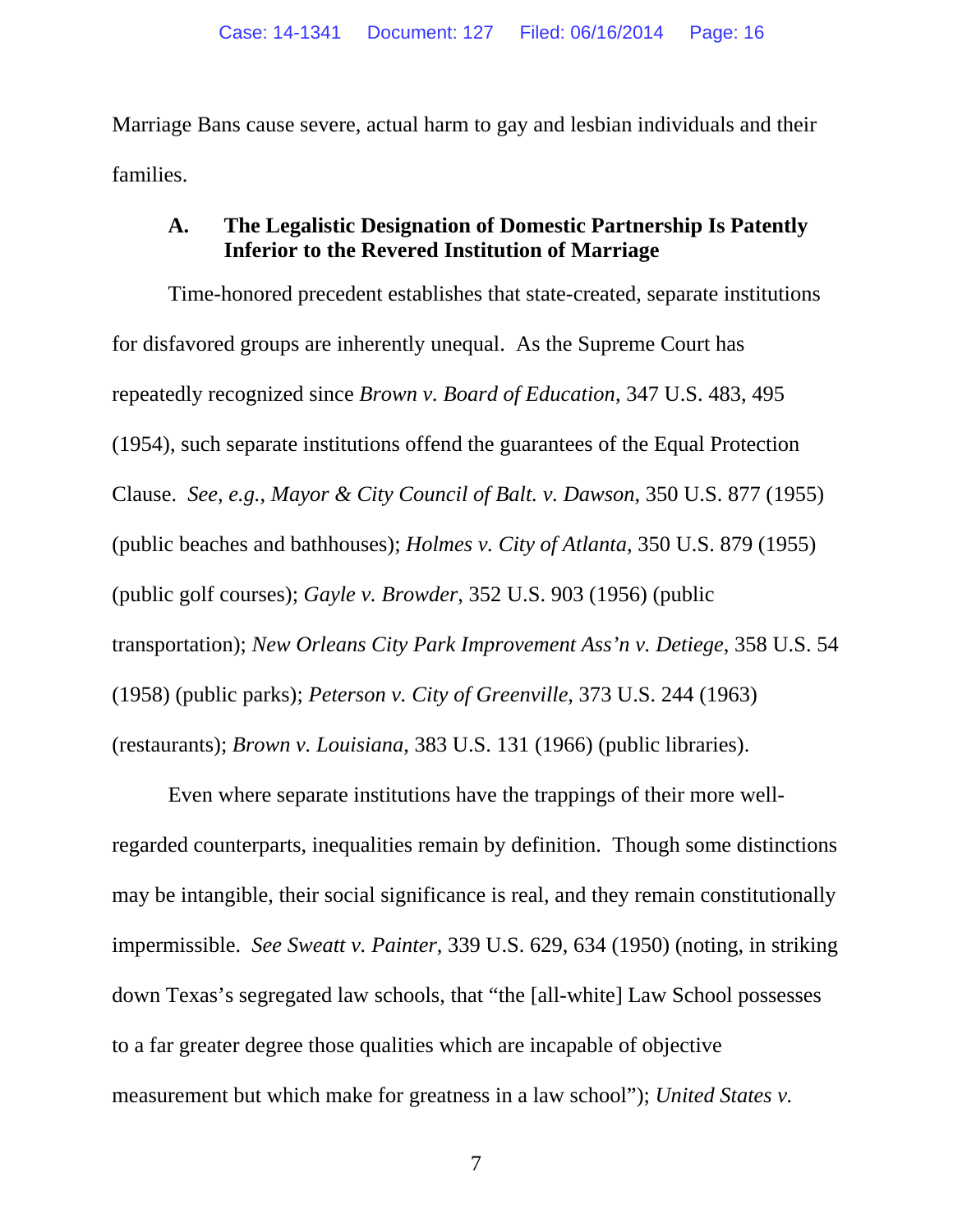Marriage Bans cause severe, actual harm to gay and lesbian individuals and their families.

### A. The Legalistic Designation of Domestic Partnership Is Patently Inferior to the Revered Institution of Marriage

Time-honored precedent establishes that state-created, separate institutions for disfavored groups are inherently unequal. As the Supreme Court has repeatedly recognized since *Brown v. Board of Education*, 347 U.S. 483, 495 (1954), such separate institutions offend the guarantees of the Equal Protection Clause. *See, e.g., Mayor & City Council of Balt. v. Dawson*, 350 U.S. 877 (1955) (public beaches and bathhouses); *Holmes v. City of Atlanta*, 350 U.S. 879 (1955) (public golf courses); *Gayle v. Browder*, 352 U.S. 903 (1956) (public transportation); *New Orleans City Park Improvement Ass'n v. Detiege*, 358 U.S. 54 (1958) (public parks); *Peterson v. City of Greenville*, 373 U.S. 244 (1963) (restaurants); *Brown v. Louisiana*, 383 U.S. 131 (1966) (public libraries).

Even where separate institutions have the trappings of their more well-regarded counterparts, inequalities remain by definition. Though some distinctions may be intangible, their social significance is real, and they remain constitutionally impermissible. *See Sweatt v. Painter*, 339 U.S. 629, 634 (1950) (noting, in striking down Texas's segregated law schools, that "the [all-white] Law School possesses to a far greater degree those qualities which are incapable of objective measurement but which make for greatness in a law school"); *United States v.*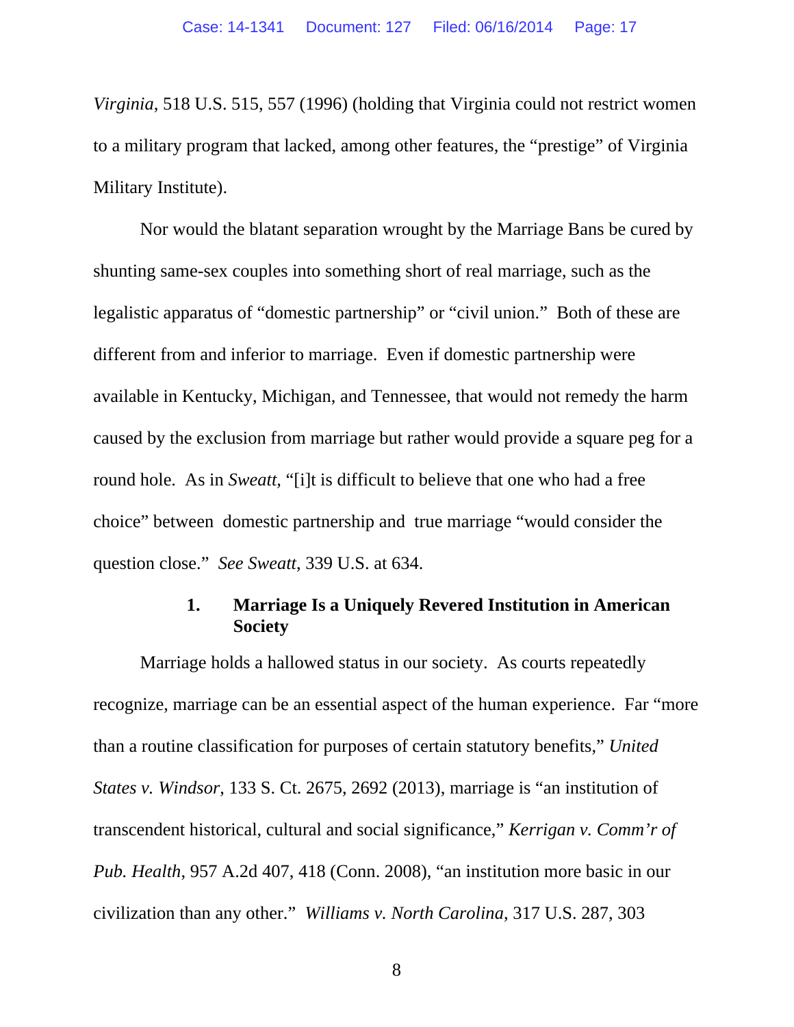*Virginia*, 518 U.S. 515, 557 (1996) (holding that Virginia could not restrict women to a military program that lacked, among other features, the "prestige" of Virginia Military Institute).

Nor would the blatant separation wrought by the Marriage Bans be cured by shunting same-sex couples into something short of real marriage, such as the legalistic apparatus of "domestic partnership" or "civil union." Both of these are different from and inferior to marriage. Even if domestic partnership were available in Kentucky, Michigan, and Tennessee, that would not remedy the harm caused by the exclusion from marriage but rather would provide a square peg for a round hole. As in *Sweatt*, "[i]t is difficult to believe that one who had a free choice" between domestic partnership and true marriage "would consider the question close." *See Sweatt*, 339 U.S. at 634.

### 1. Marriage Is a Uniquely Revered Institution in American Society

Marriage holds a hallowed status in our society. As courts repeatedly recognize, marriage can be an essential aspect of the human experience. Far "more than a routine classification for purposes of certain statutory benefits," *United States v. Windsor*, 133 S. Ct. 2675, 2692 (2013), marriage is "an institution of transcendent historical, cultural and social significance," *Kerrigan v. Comm'r of Pub. Health*, 957 A.2d 407, 418 (Conn. 2008), "an institution more basic in our civilization than any other." *Williams v. North Carolina*, 317 U.S. 287, 303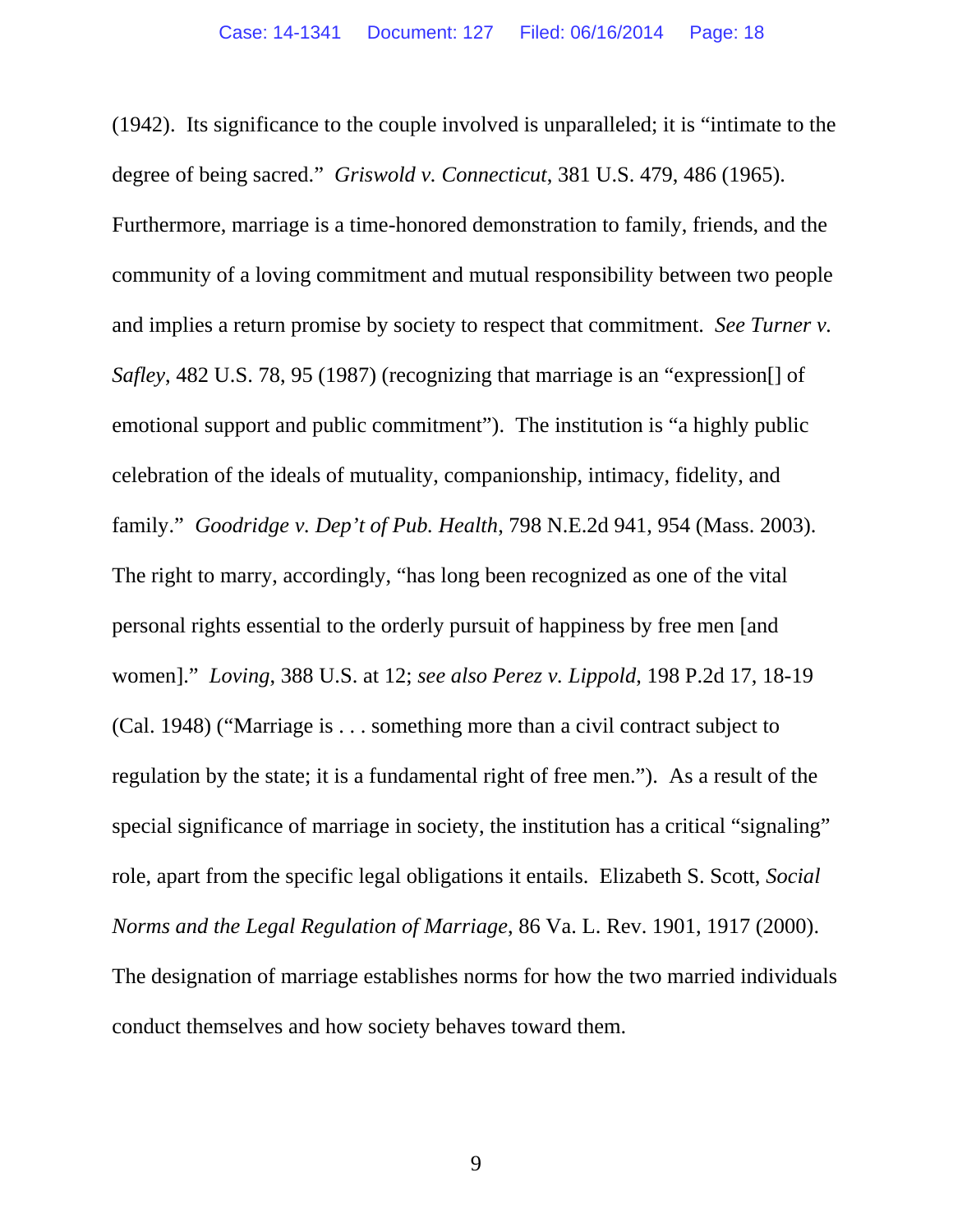(1942). Its significance to the couple involved is unparalleled; it is "intimate to the degree of being sacred." *Griswold v. Connecticut*, 381 U.S. 479, 486 (1965). Furthermore, marriage is a time-honored demonstration to family, friends, and the community of a loving commitment and mutual responsibility between two people and implies a return promise by society to respect that commitment. *See Turner v. Safley*, 482 U.S. 78, 95 (1987) (recognizing that marriage is an "expression[] of emotional support and public commitment"). The institution is "a highly public celebration of the ideals of mutuality, companionship, intimacy, fidelity, and family." *Goodridge v. Dep't of Pub. Health*, 798 N.E.2d 941, 954 (Mass. 2003). The right to marry, accordingly, "has long been recognized as one of the vital personal rights essential to the orderly pursuit of happiness by free men [and women]." *Loving*, 388 U.S. at 12; *see also Perez v. Lippold*, 198 P.2d 17, 18-19 (Cal. 1948) ("Marriage is . . . something more than a civil contract subject to regulation by the state; it is a fundamental right of free men."). As a result of the special significance of marriage in society, the institution has a critical "signaling" role, apart from the specific legal obligations it entails. Elizabeth S. Scott, *Social Norms and the Legal Regulation of Marriage*, 86 Va. L. Rev. 1901, 1917 (2000). The designation of marriage establishes norms for how the two married individuals conduct themselves and how society behaves toward them.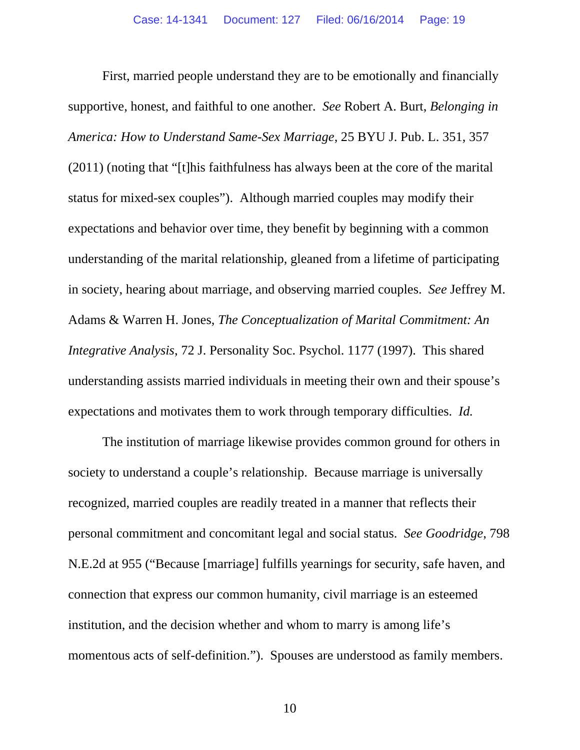First, married people understand they are to be emotionally and financially supportive, honest, and faithful to one another. *See* Robert A. Burt, *Belonging in America: How to Understand Same-Sex Marriage*, 25 BYU J. Pub. L. 351, 357 (2011) (noting that "[t]his faithfulness has always been at the core of the marital status for mixed-sex couples"). Although married couples may modify their expectations and behavior over time, they benefit by beginning with a common understanding of the marital relationship, gleaned from a lifetime of participating in society, hearing about marriage, and observing married couples. *See* Jeffrey M. Adams & Warren H. Jones, *The Conceptualization of Marital Commitment: An Integrative Analysis*, 72 J. Personality Soc. Psychol. 1177 (1997). This shared understanding assists married individuals in meeting their own and their spouse's expectations and motivates them to work through temporary difficulties. *Id.*

The institution of marriage likewise provides common ground for others in society to understand a couple's relationship. Because marriage is universally recognized, married couples are readily treated in a manner that reflects their personal commitment and concomitant legal and social status. *See Goodridge*, 798 N.E.2d at 955 ("Because [marriage] fulfills yearnings for security, safe haven, and connection that express our common humanity, civil marriage is an esteemed institution, and the decision whether and whom to marry is among life's momentous acts of self-definition."). Spouses are understood as family members.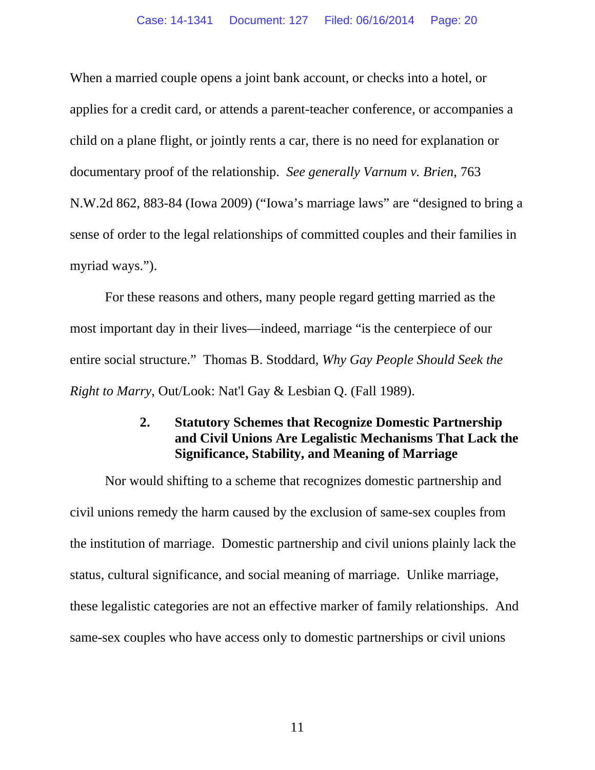When a married couple opens a joint bank account, or checks into a hotel, or applies for a credit card, or attends a parent-teacher conference, or accompanies a child on a plane flight, or jointly rents a car, there is no need for explanation or documentary proof of the relationship. *See generally Varnum v. Brien*, 763 N.W.2d 862, 883-84 (Iowa 2009) ("Iowa's marriage laws" are "designed to bring a sense of order to the legal relationships of committed couples and their families in myriad ways.").

For these reasons and others, many people regard getting married as the most important day in their lives—indeed, marriage "is the centerpiece of our entire social structure." Thomas B. Stoddard, *Why Gay People Should Seek the Right to Marry*, Out/Look: Nat'l Gay & Lesbian Q. (Fall 1989).

### 2. Statutory Schemes that Recognize Domestic Partnership and Civil Unions Are Legalistic Mechanisms That Lack the Significance, Stability, and Meaning of Marriage

Nor would shifting to a scheme that recognizes domestic partnership and civil unions remedy the harm caused by the exclusion of same-sex couples from the institution of marriage. Domestic partnership and civil unions plainly lack the status, cultural significance, and social meaning of marriage. Unlike marriage, these legalistic categories are not an effective marker of family relationships. And same-sex couples who have access only to domestic partnerships or civil unions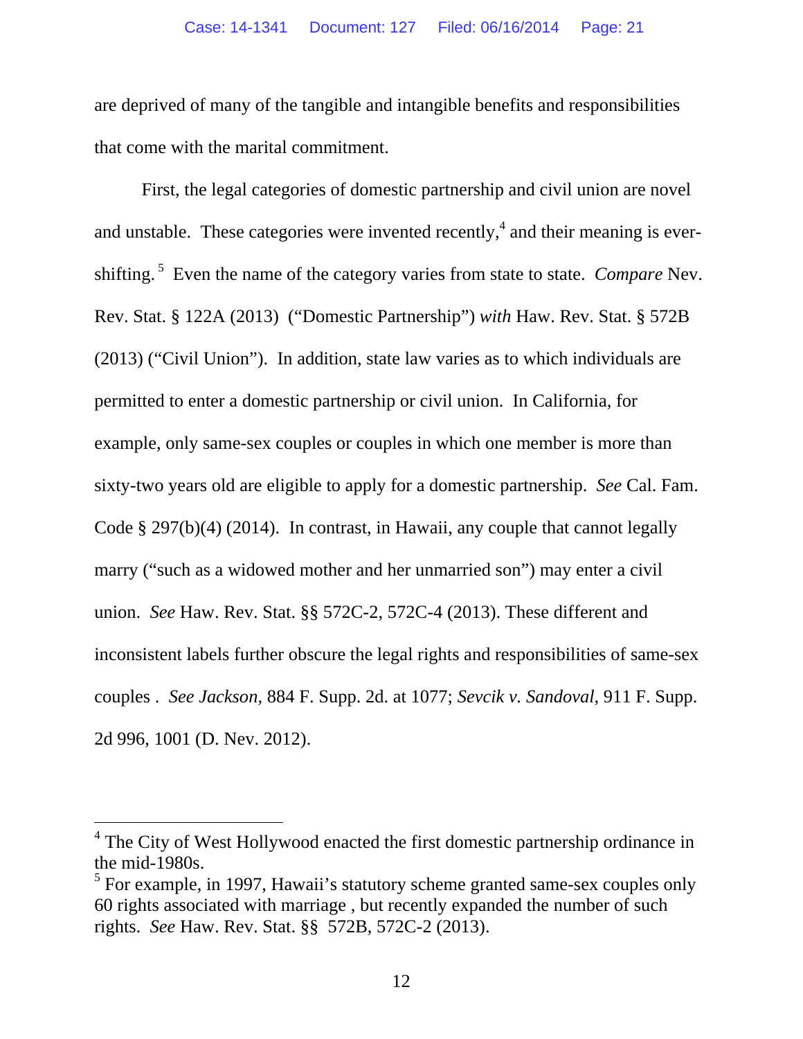are deprived of many of the tangible and intangible benefits and responsibilities that come with the marital commitment.

First, the legal categories of domestic partnership and civil union are novel and unstable. These categories were invented recently,[4] and their meaning is ever-shifting.[5] Even the name of the category varies from state to state. *Compare* Nev. Rev. Stat. § 122A (2013) ("Domestic Partnership") *with* Haw. Rev. Stat. § 572B (2013) ("Civil Union"). In addition, state law varies as to which individuals are permitted to enter a domestic partnership or civil union. In California, for example, only same-sex couples or couples in which one member is more than sixty-two years old are eligible to apply for a domestic partnership. *See* Cal. Fam. Code § 297(b)(4) (2014). In contrast, in Hawaii, any couple that cannot legally marry ("such as a widowed mother and her unmarried son") may enter a civil union. *See* Haw. Rev. Stat. §§ 572C-2, 572C-4 (2013). These different and inconsistent labels further obscure the legal rights and responsibilities of same-sex couples . *See Jackson,* 884 F. Supp. 2d. at 1077; *Sevcik v. Sandoval,* 911 F. Supp. 2d 996, 1001 (D. Nev. 2012).

---

[4] The City of West Hollywood enacted the first domestic partnership ordinance in the mid-1980s.

[5] For example, in 1997, Hawaii's statutory scheme granted same-sex couples only 60 rights associated with marriage , but recently expanded the number of such rights. *See* Haw. Rev. Stat. §§ 572B, 572C-2 (2013).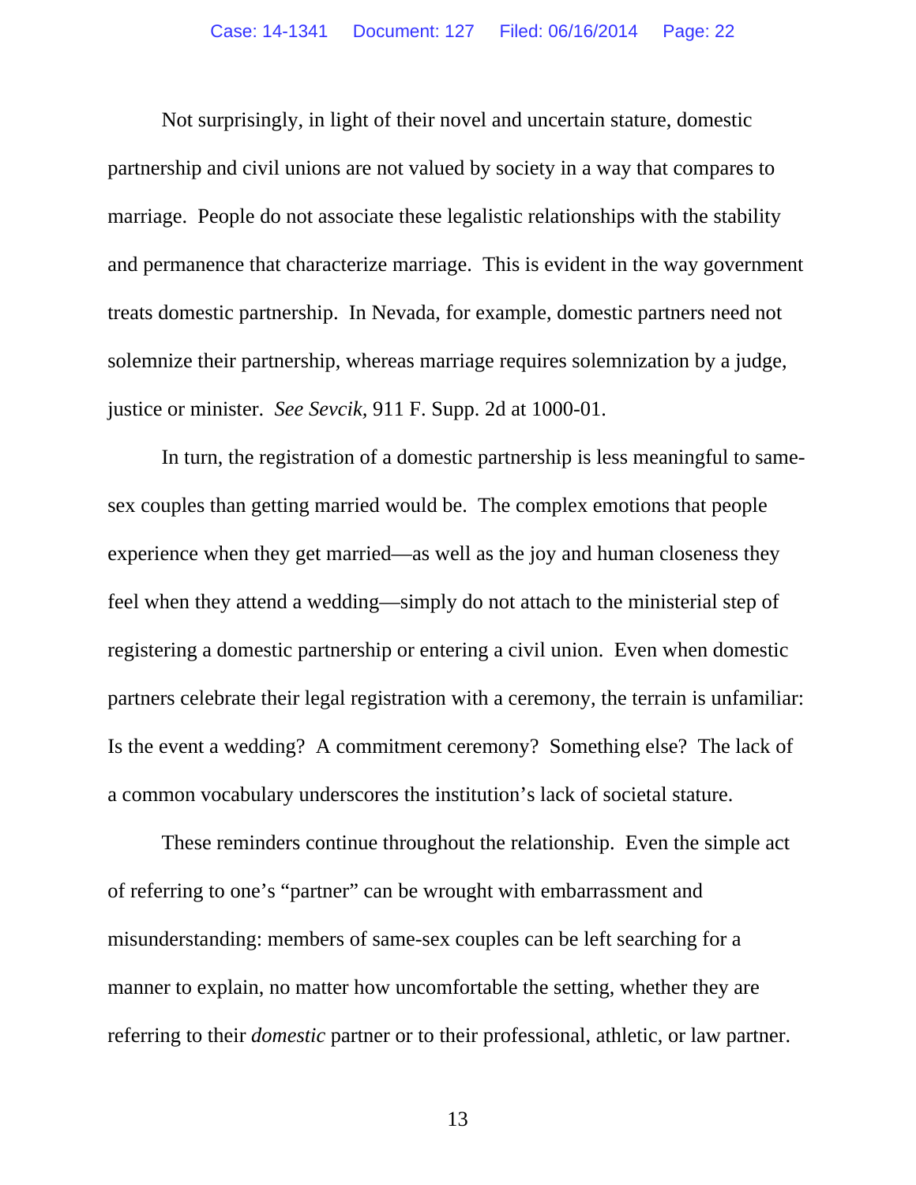Not surprisingly, in light of their novel and uncertain stature, domestic partnership and civil unions are not valued by society in a way that compares to marriage. People do not associate these legalistic relationships with the stability and permanence that characterize marriage. This is evident in the way government treats domestic partnership. In Nevada, for example, domestic partners need not solemnize their partnership, whereas marriage requires solemnization by a judge, justice or minister. *See Sevcik*, 911 F. Supp. 2d at 1000-01.

In turn, the registration of a domestic partnership is less meaningful to same-sex couples than getting married would be. The complex emotions that people experience when they get married—as well as the joy and human closeness they feel when they attend a wedding—simply do not attach to the ministerial step of registering a domestic partnership or entering a civil union. Even when domestic partners celebrate their legal registration with a ceremony, the terrain is unfamiliar: Is the event a wedding? A commitment ceremony? Something else? The lack of a common vocabulary underscores the institution's lack of societal stature.

These reminders continue throughout the relationship. Even the simple act of referring to one's "partner" can be wrought with embarrassment and misunderstanding: members of same-sex couples can be left searching for a manner to explain, no matter how uncomfortable the setting, whether they are referring to their *domestic* partner or to their professional, athletic, or law partner.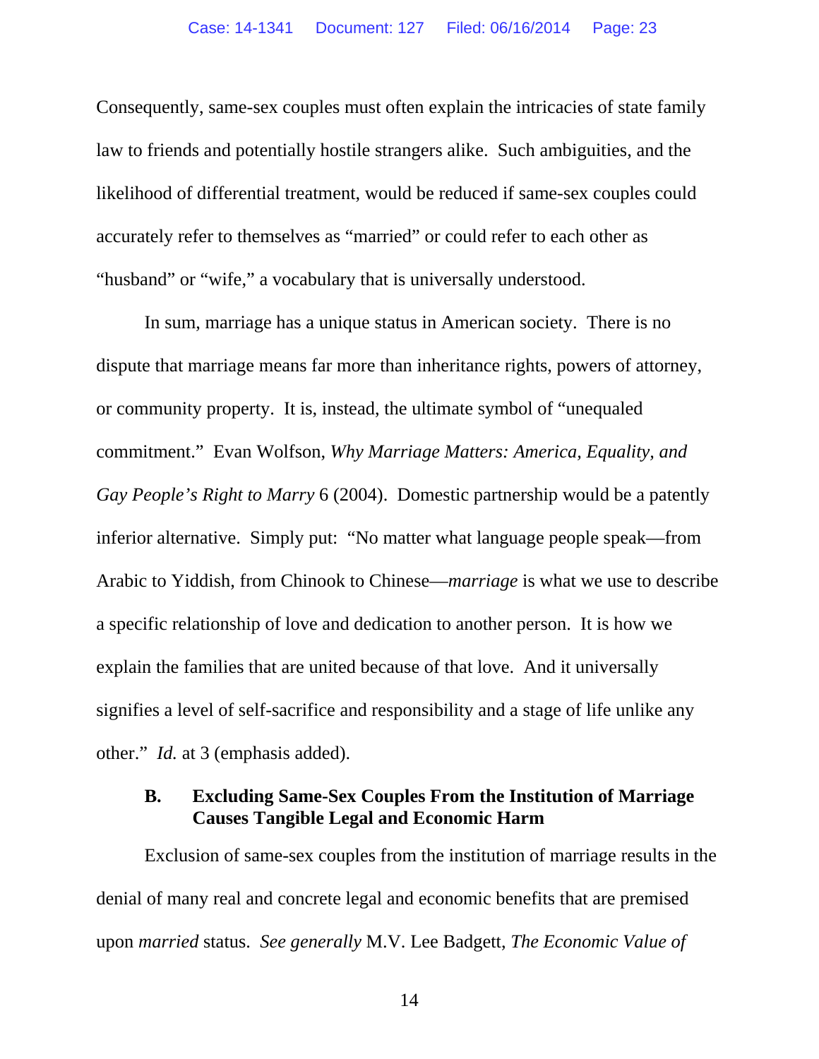Consequently, same-sex couples must often explain the intricacies of state family law to friends and potentially hostile strangers alike. Such ambiguities, and the likelihood of differential treatment, would be reduced if same-sex couples could accurately refer to themselves as "married" or could refer to each other as "husband" or "wife," a vocabulary that is universally understood.

In sum, marriage has a unique status in American society. There is no dispute that marriage means far more than inheritance rights, powers of attorney, or community property. It is, instead, the ultimate symbol of "unequaled commitment." Evan Wolfson, *Why Marriage Matters: America, Equality, and Gay People's Right to Marry* 6 (2004). Domestic partnership would be a patently inferior alternative. Simply put: "No matter what language people speak—from Arabic to Yiddish, from Chinook to Chinese—*marriage* is what we use to describe a specific relationship of love and dedication to another person. It is how we explain the families that are united because of that love. And it universally signifies a level of self-sacrifice and responsibility and a stage of life unlike any other." *Id.* at 3 (emphasis added).

### B. Excluding Same-Sex Couples From the Institution of Marriage Causes Tangible Legal and Economic Harm

Exclusion of same-sex couples from the institution of marriage results in the denial of many real and concrete legal and economic benefits that are premised upon *married* status. *See generally* M.V. Lee Badgett, *The Economic Value of*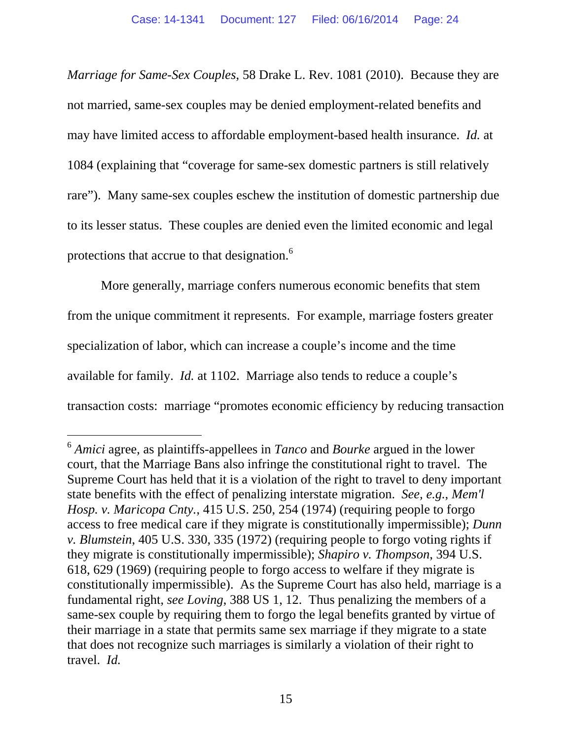*Marriage for Same-Sex Couples*, 58 Drake L. Rev. 1081 (2010). Because they are not married, same-sex couples may be denied employment-related benefits and may have limited access to affordable employment-based health insurance. *Id.* at 1084 (explaining that "coverage for same-sex domestic partners is still relatively rare"). Many same-sex couples eschew the institution of domestic partnership due to its lesser status. These couples are denied even the limited economic and legal protections that accrue to that designation.[6]

More generally, marriage confers numerous economic benefits that stem from the unique commitment it represents. For example, marriage fosters greater specialization of labor, which can increase a couple's income and the time available for family. *Id.* at 1102. Marriage also tends to reduce a couple's transaction costs: marriage "promotes economic efficiency by reducing transaction

---

[6] *Amici* agree, as plaintiffs-appellees in *Tanco* and *Bourke* argued in the lower court, that the Marriage Bans also infringe the constitutional right to travel. The Supreme Court has held that it is a violation of the right to travel to deny important state benefits with the effect of penalizing interstate migration. *See, e.g.*, *Mem'l Hosp. v. Maricopa Cnty.*, 415 U.S. 250, 254 (1974) (requiring people to forgo access to free medical care if they migrate is constitutionally impermissible); *Dunn v. Blumstein*, 405 U.S. 330, 335 (1972) (requiring people to forgo voting rights if they migrate is constitutionally impermissible); *Shapiro v. Thompson*, 394 U.S. 618, 629 (1969) (requiring people to forgo access to welfare if they migrate is constitutionally impermissible). As the Supreme Court has also held, marriage is a fundamental right, *see Loving*, 388 US 1, 12. Thus penalizing the members of a same-sex couple by requiring them to forgo the legal benefits granted by virtue of their marriage in a state that permits same sex marriage if they migrate to a state that does not recognize such marriages is similarly a violation of their right to travel. *Id.*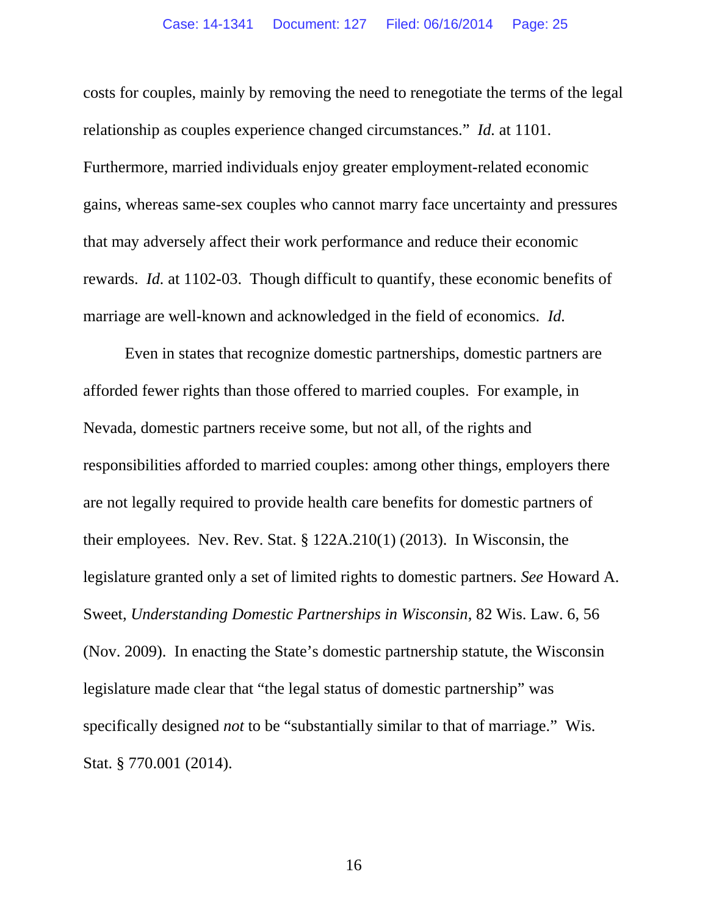costs for couples, mainly by removing the need to renegotiate the terms of the legal relationship as couples experience changed circumstances." *Id.* at 1101. Furthermore, married individuals enjoy greater employment-related economic gains, whereas same-sex couples who cannot marry face uncertainty and pressures that may adversely affect their work performance and reduce their economic rewards. *Id.* at 1102-03. Though difficult to quantify, these economic benefits of marriage are well-known and acknowledged in the field of economics. *Id.*

Even in states that recognize domestic partnerships, domestic partners are afforded fewer rights than those offered to married couples. For example, in Nevada, domestic partners receive some, but not all, of the rights and responsibilities afforded to married couples: among other things, employers there are not legally required to provide health care benefits for domestic partners of their employees. Nev. Rev. Stat. § 122A.210(1) (2013). In Wisconsin, the legislature granted only a set of limited rights to domestic partners. *See* Howard A. Sweet, *Understanding Domestic Partnerships in Wisconsin*, 82 Wis. Law. 6, 56 (Nov. 2009). In enacting the State's domestic partnership statute, the Wisconsin legislature made clear that "the legal status of domestic partnership" was specifically designed *not* to be "substantially similar to that of marriage." Wis. Stat. § 770.001 (2014).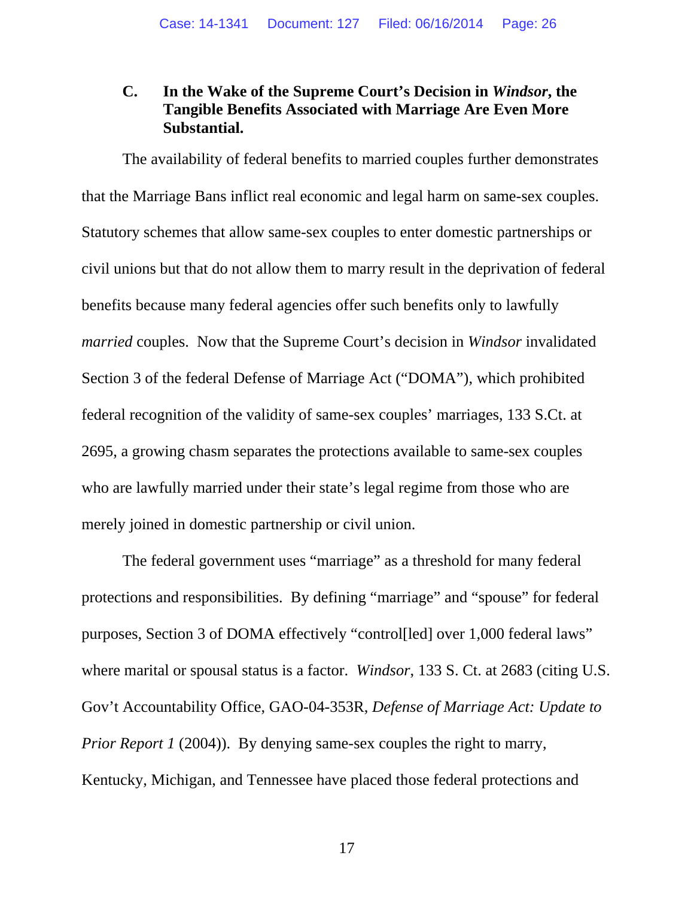### C. In the Wake of the Supreme Court's Decision in *Windsor*, the Tangible Benefits Associated with Marriage Are Even More Substantial.

The availability of federal benefits to married couples further demonstrates that the Marriage Bans inflict real economic and legal harm on same-sex couples. Statutory schemes that allow same-sex couples to enter domestic partnerships or civil unions but that do not allow them to marry result in the deprivation of federal benefits because many federal agencies offer such benefits only to lawfully *married* couples. Now that the Supreme Court's decision in *Windsor* invalidated Section 3 of the federal Defense of Marriage Act ("DOMA"), which prohibited federal recognition of the validity of same-sex couples' marriages, 133 S.Ct. at 2695, a growing chasm separates the protections available to same-sex couples who are lawfully married under their state's legal regime from those who are merely joined in domestic partnership or civil union.

The federal government uses "marriage" as a threshold for many federal protections and responsibilities. By defining "marriage" and "spouse" for federal purposes, Section 3 of DOMA effectively "control[led] over 1,000 federal laws" where marital or spousal status is a factor. *Windsor*, 133 S. Ct. at 2683 (citing U.S. Gov't Accountability Office, GAO-04-353R, *Defense of Marriage Act: Update to Prior Report 1* (2004)). By denying same-sex couples the right to marry, Kentucky, Michigan, and Tennessee have placed those federal protections and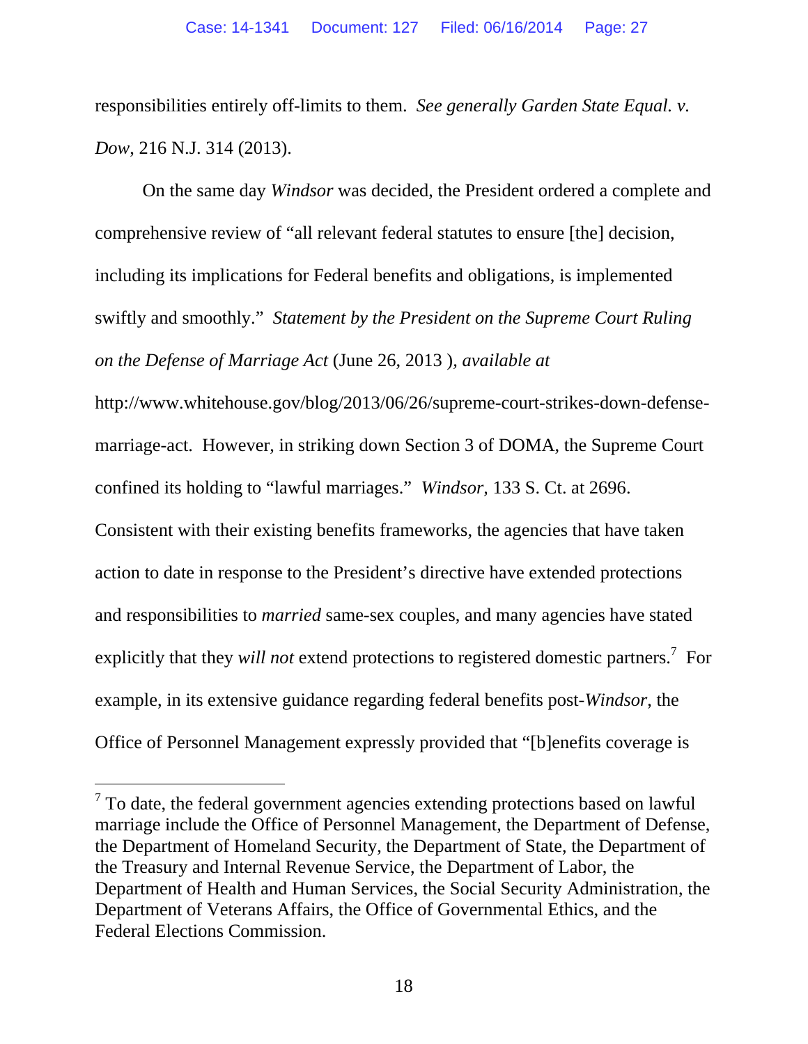responsibilities entirely off-limits to them. *See generally Garden State Equal. v. Dow*, 216 N.J. 314 (2013).

On the same day *Windsor* was decided, the President ordered a complete and comprehensive review of "all relevant federal statutes to ensure [the] decision, including its implications for Federal benefits and obligations, is implemented swiftly and smoothly." *Statement by the President on the Supreme Court Ruling on the Defense of Marriage Act* (June 26, 2013 ), *available at* http://www.whitehouse.gov/blog/2013/06/26/supreme-court-strikes-down-defense-marriage-act. However, in striking down Section 3 of DOMA, the Supreme Court confined its holding to "lawful marriages." *Windsor,* 133 S. Ct. at 2696. Consistent with their existing benefits frameworks, the agencies that have taken action to date in response to the President's directive have extended protections and responsibilities to *married* same-sex couples, and many agencies have stated explicitly that they *will not* extend protections to registered domestic partners.[7] For example, in its extensive guidance regarding federal benefits post-*Windsor*, the Office of Personnel Management expressly provided that "[b]enefits coverage is

[7] To date, the federal government agencies extending protections based on lawful marriage include the Office of Personnel Management, the Department of Defense, the Department of Homeland Security, the Department of State, the Department of the Treasury and Internal Revenue Service, the Department of Labor, the Department of Health and Human Services, the Social Security Administration, the Department of Veterans Affairs, the Office of Governmental Ethics, and the Federal Elections Commission.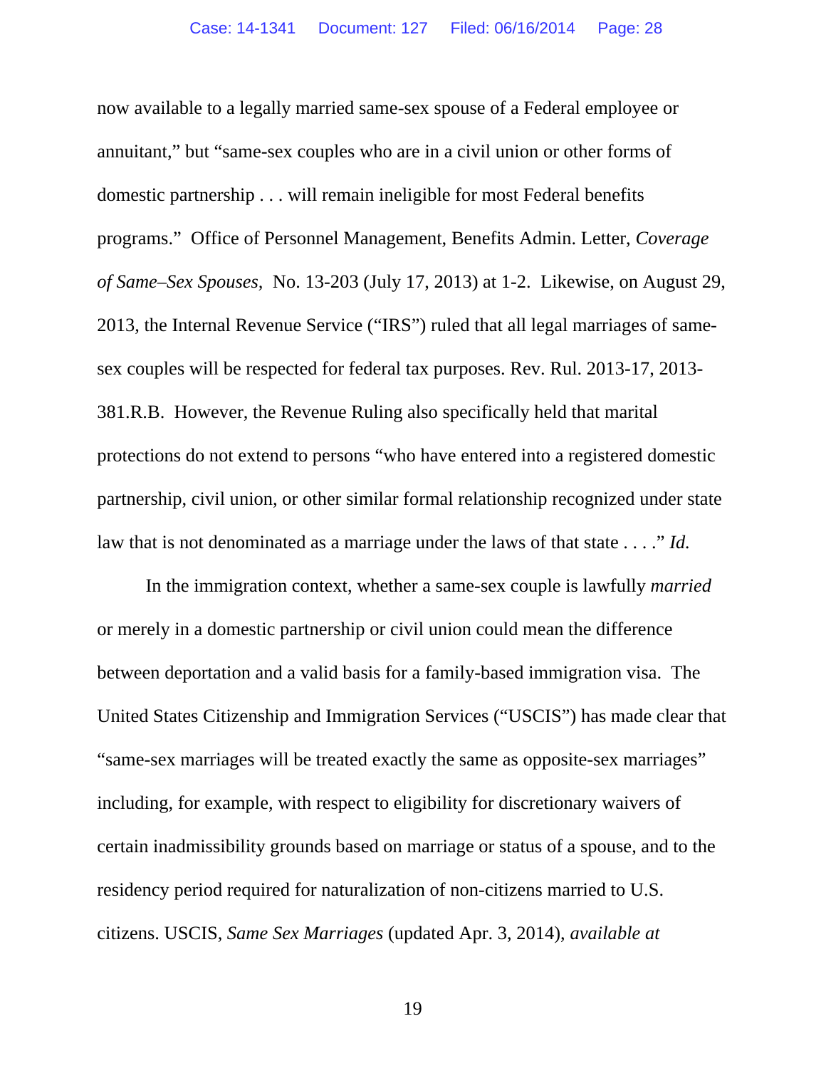now available to a legally married same-sex spouse of a Federal employee or annuitant," but "same-sex couples who are in a civil union or other forms of domestic partnership . . . will remain ineligible for most Federal benefits programs." Office of Personnel Management, Benefits Admin. Letter, *Coverage of Same–Sex Spouses*, No. 13-203 (July 17, 2013) at 1-2. Likewise, on August 29, 2013, the Internal Revenue Service ("IRS") ruled that all legal marriages of same-sex couples will be respected for federal tax purposes. Rev. Rul. 2013-17, 2013-381.R.B. However, the Revenue Ruling also specifically held that marital protections do not extend to persons "who have entered into a registered domestic partnership, civil union, or other similar formal relationship recognized under state law that is not denominated as a marriage under the laws of that state . . . ." *Id.*

In the immigration context, whether a same-sex couple is lawfully *married* or merely in a domestic partnership or civil union could mean the difference between deportation and a valid basis for a family-based immigration visa. The United States Citizenship and Immigration Services ("USCIS") has made clear that "same-sex marriages will be treated exactly the same as opposite-sex marriages" including, for example, with respect to eligibility for discretionary waivers of certain inadmissibility grounds based on marriage or status of a spouse, and to the residency period required for naturalization of non-citizens married to U.S. citizens. USCIS, *Same Sex Marriages* (updated Apr. 3, 2014), *available at*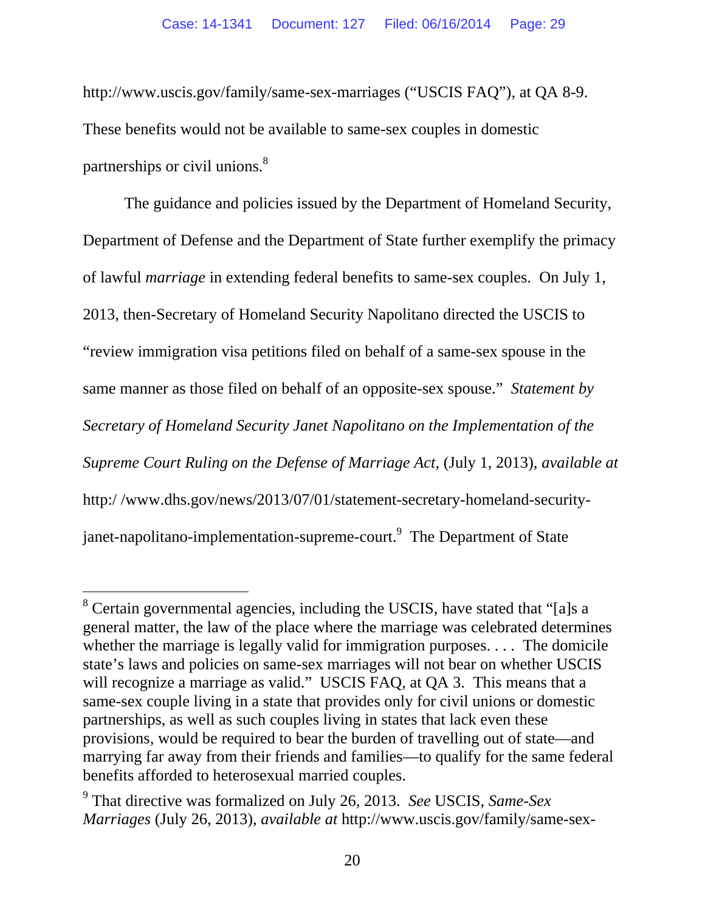http://www.uscis.gov/family/same-sex-marriages ("USCIS FAQ"), at QA 8-9. These benefits would not be available to same-sex couples in domestic partnerships or civil unions.[8]

The guidance and policies issued by the Department of Homeland Security, Department of Defense and the Department of State further exemplify the primacy of lawful *marriage* in extending federal benefits to same-sex couples. On July 1, 2013, then-Secretary of Homeland Security Napolitano directed the USCIS to "review immigration visa petitions filed on behalf of a same-sex spouse in the same manner as those filed on behalf of an opposite-sex spouse." *Statement by Secretary of Homeland Security Janet Napolitano on the Implementation of the Supreme Court Ruling on the Defense of Marriage Act,* (July 1, 2013), *available at* http:/ /www.dhs.gov/news/2013/07/01/statement-secretary-homeland-security-janet-napolitano-implementation-supreme-court.[9] The Department of State

---

[8] Certain governmental agencies, including the USCIS, have stated that "[a]s a general matter, the law of the place where the marriage was celebrated determines whether the marriage is legally valid for immigration purposes. . . . The domicile state's laws and policies on same-sex marriages will not bear on whether USCIS will recognize a marriage as valid." USCIS FAQ, at QA 3. This means that a same-sex couple living in a state that provides only for civil unions or domestic partnerships, as well as such couples living in states that lack even these provisions, would be required to bear the burden of travelling out of state—and marrying far away from their friends and families—to qualify for the same federal benefits afforded to heterosexual married couples.

[9] That directive was formalized on July 26, 2013. *See* USCIS, *Same-Sex Marriages* (July 26, 2013), *available at* http://www.uscis.gov/family/same-sex-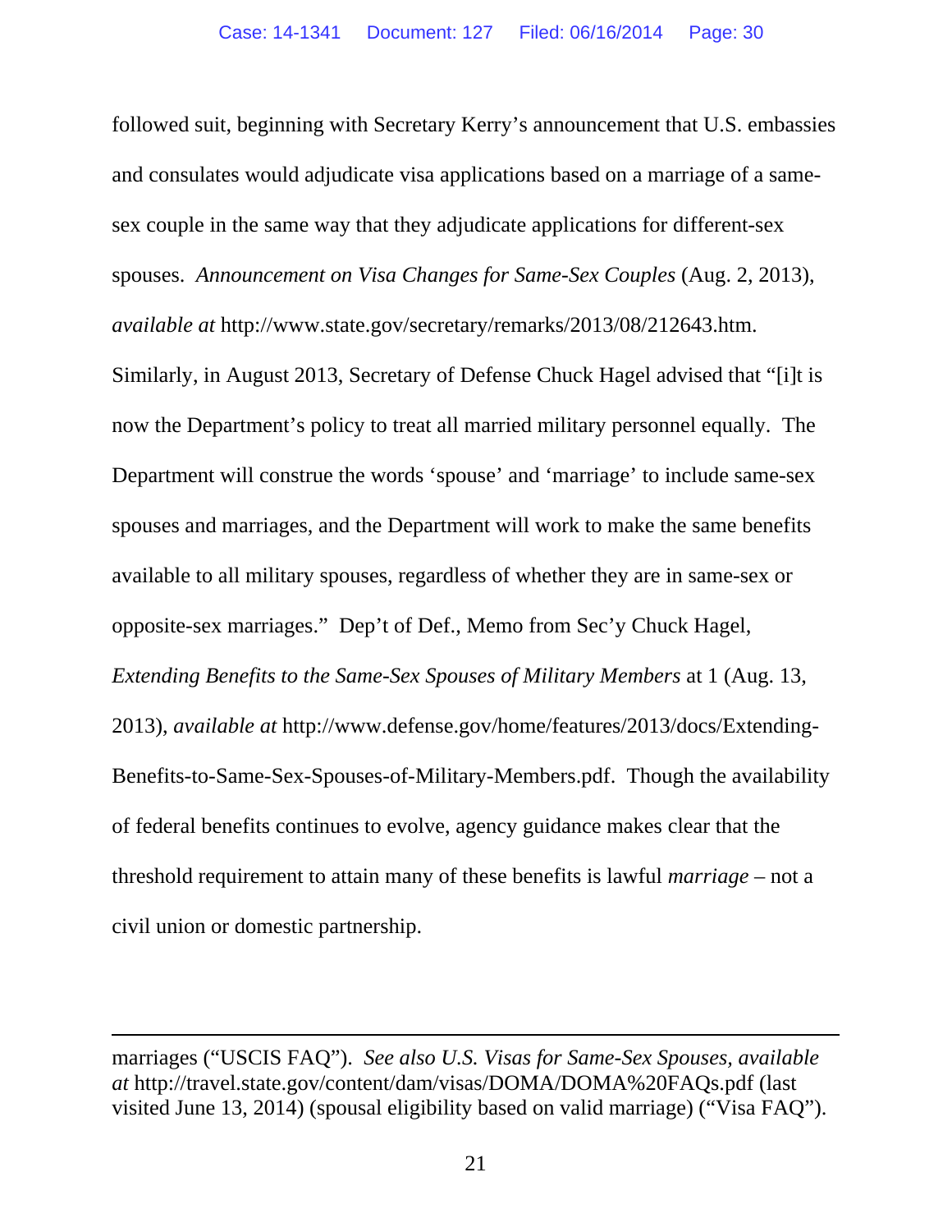followed suit, beginning with Secretary Kerry's announcement that U.S. embassies and consulates would adjudicate visa applications based on a marriage of a same-sex couple in the same way that they adjudicate applications for different-sex spouses. *Announcement on Visa Changes for Same-Sex Couples* (Aug. 2, 2013), *available at* http://www.state.gov/secretary/remarks/2013/08/212643.htm. Similarly, in August 2013, Secretary of Defense Chuck Hagel advised that "[i]t is now the Department's policy to treat all married military personnel equally. The Department will construe the words 'spouse' and 'marriage' to include same-sex spouses and marriages, and the Department will work to make the same benefits available to all military spouses, regardless of whether they are in same-sex or opposite-sex marriages." Dep't of Def., Memo from Sec'y Chuck Hagel, *Extending Benefits to the Same-Sex Spouses of Military Members* at 1 (Aug. 13, 2013), *available at* http://www.defense.gov/home/features/2013/docs/Extending-Benefits-to-Same-Sex-Spouses-of-Military-Members.pdf. Though the availability of federal benefits continues to evolve, agency guidance makes clear that the threshold requirement to attain many of these benefits is lawful *marriage* – not a civil union or domestic partnership.

---

marriages ("USCIS FAQ"). *See also U.S. Visas for Same-Sex Spouses, available at* http://travel.state.gov/content/dam/visas/DOMA/DOMA%20FAQs.pdf (last visited June 13, 2014) (spousal eligibility based on valid marriage) ("Visa FAQ").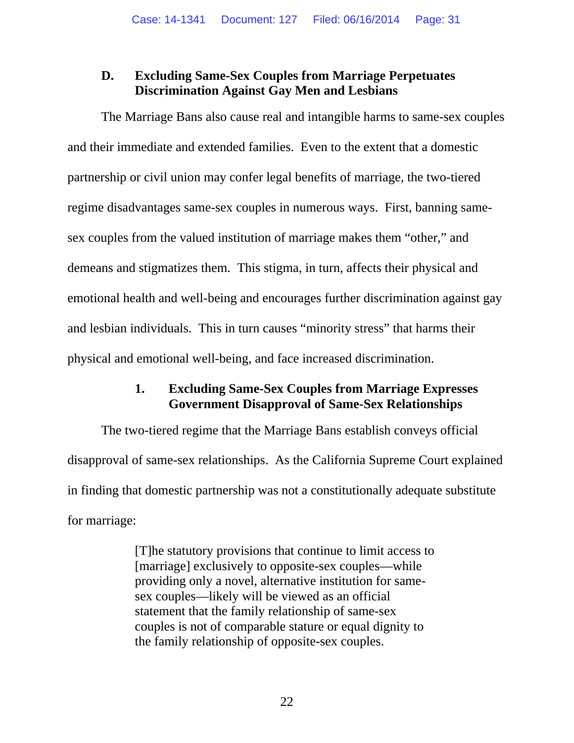### D. Excluding Same-Sex Couples from Marriage Perpetuates Discrimination Against Gay Men and Lesbians

The Marriage Bans also cause real and intangible harms to same-sex couples and their immediate and extended families. Even to the extent that a domestic partnership or civil union may confer legal benefits of marriage, the two-tiered regime disadvantages same-sex couples in numerous ways. First, banning same-sex couples from the valued institution of marriage makes them "other," and demeans and stigmatizes them. This stigma, in turn, affects their physical and emotional health and well-being and encourages further discrimination against gay and lesbian individuals. This in turn causes "minority stress" that harms their physical and emotional well-being, and face increased discrimination.

#### 1. Excluding Same-Sex Couples from Marriage Expresses Government Disapproval of Same-Sex Relationships

The two-tiered regime that the Marriage Bans establish conveys official disapproval of same-sex relationships. As the California Supreme Court explained in finding that domestic partnership was not a constitutionally adequate substitute for marriage:

> [T]he statutory provisions that continue to limit access to [marriage] exclusively to opposite-sex couples—while providing only a novel, alternative institution for same-sex couples—likely will be viewed as an official statement that the family relationship of same-sex couples is not of comparable stature or equal dignity to the family relationship of opposite-sex couples.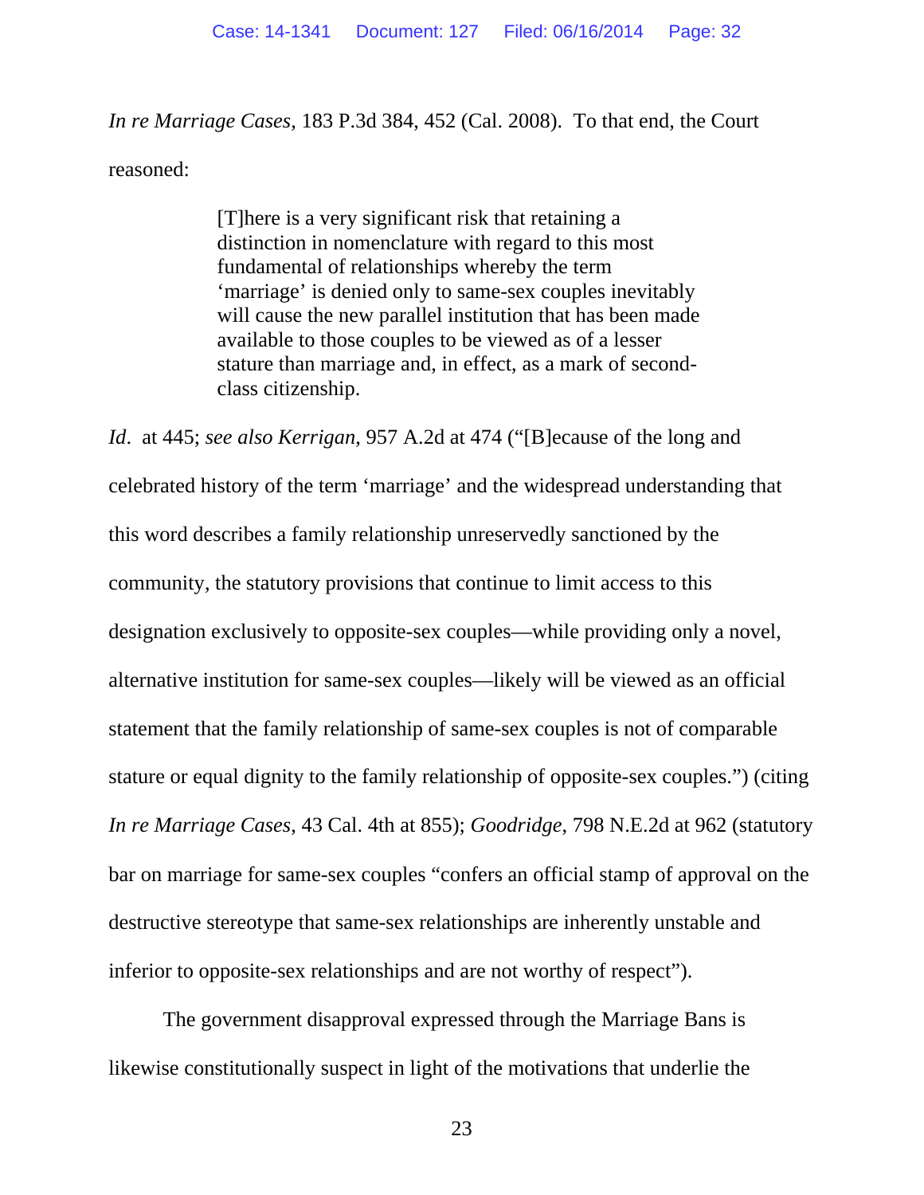*In re Marriage Cases*, 183 P.3d 384, 452 (Cal. 2008). To that end, the Court reasoned:

> [T]here is a very significant risk that retaining a distinction in nomenclature with regard to this most fundamental of relationships whereby the term 'marriage' is denied only to same-sex couples inevitably will cause the new parallel institution that has been made available to those couples to be viewed as of a lesser stature than marriage and, in effect, as a mark of second-class citizenship.

*Id*. at 445; *see also Kerrigan*, 957 A.2d at 474 ("[B]ecause of the long and celebrated history of the term 'marriage' and the widespread understanding that this word describes a family relationship unreservedly sanctioned by the community, the statutory provisions that continue to limit access to this designation exclusively to opposite-sex couples—while providing only a novel, alternative institution for same-sex couples—likely will be viewed as an official statement that the family relationship of same-sex couples is not of comparable stature or equal dignity to the family relationship of opposite-sex couples.") (citing *In re Marriage Cases*, 43 Cal. 4th at 855); *Goodridge*, 798 N.E.2d at 962 (statutory bar on marriage for same-sex couples "confers an official stamp of approval on the destructive stereotype that same-sex relationships are inherently unstable and inferior to opposite-sex relationships and are not worthy of respect").

The government disapproval expressed through the Marriage Bans is likewise constitutionally suspect in light of the motivations that underlie the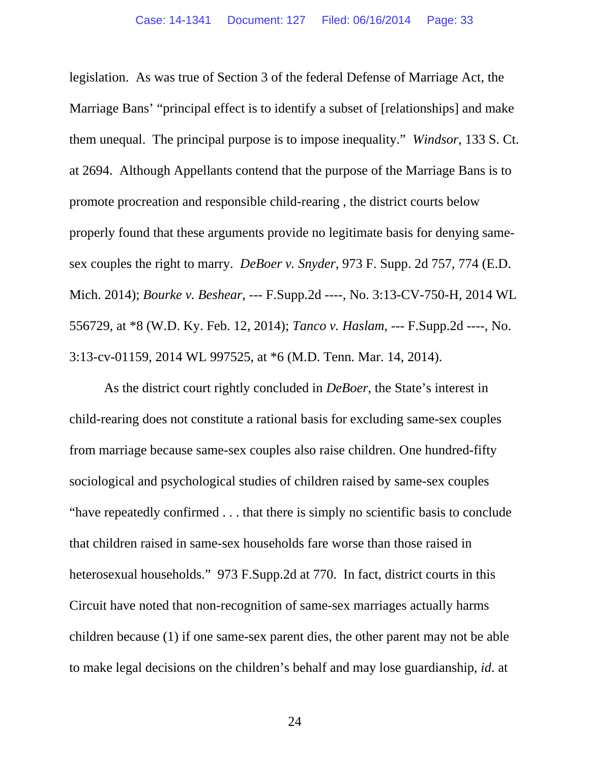legislation. As was true of Section 3 of the federal Defense of Marriage Act, the Marriage Bans' "principal effect is to identify a subset of [relationships] and make them unequal. The principal purpose is to impose inequality." *Windsor*, 133 S. Ct. at 2694. Although Appellants contend that the purpose of the Marriage Bans is to promote procreation and responsible child-rearing , the district courts below properly found that these arguments provide no legitimate basis for denying same-sex couples the right to marry. *DeBoer v. Snyder*, 973 F. Supp. 2d 757, 774 (E.D. Mich. 2014); *Bourke v. Beshear*, --- F.Supp.2d ----, No. 3:13-CV-750-H, 2014 WL 556729, at *8 (W.D. Ky. Feb. 12, 2014); *Tanco v. Haslam*, --- F.Supp.2d ----, No. 3:13-cv-01159, 2014 WL 997525, at *6 (M.D. Tenn. Mar. 14, 2014).

As the district court rightly concluded in *DeBoer*, the State's interest in child-rearing does not constitute a rational basis for excluding same-sex couples from marriage because same-sex couples also raise children. One hundred-fifty sociological and psychological studies of children raised by same-sex couples "have repeatedly confirmed . . . that there is simply no scientific basis to conclude that children raised in same-sex households fare worse than those raised in heterosexual households." 973 F.Supp.2d at 770. In fact, district courts in this Circuit have noted that non-recognition of same-sex marriages actually harms children because (1) if one same-sex parent dies, the other parent may not be able to make legal decisions on the children's behalf and may lose guardianship, *id*. at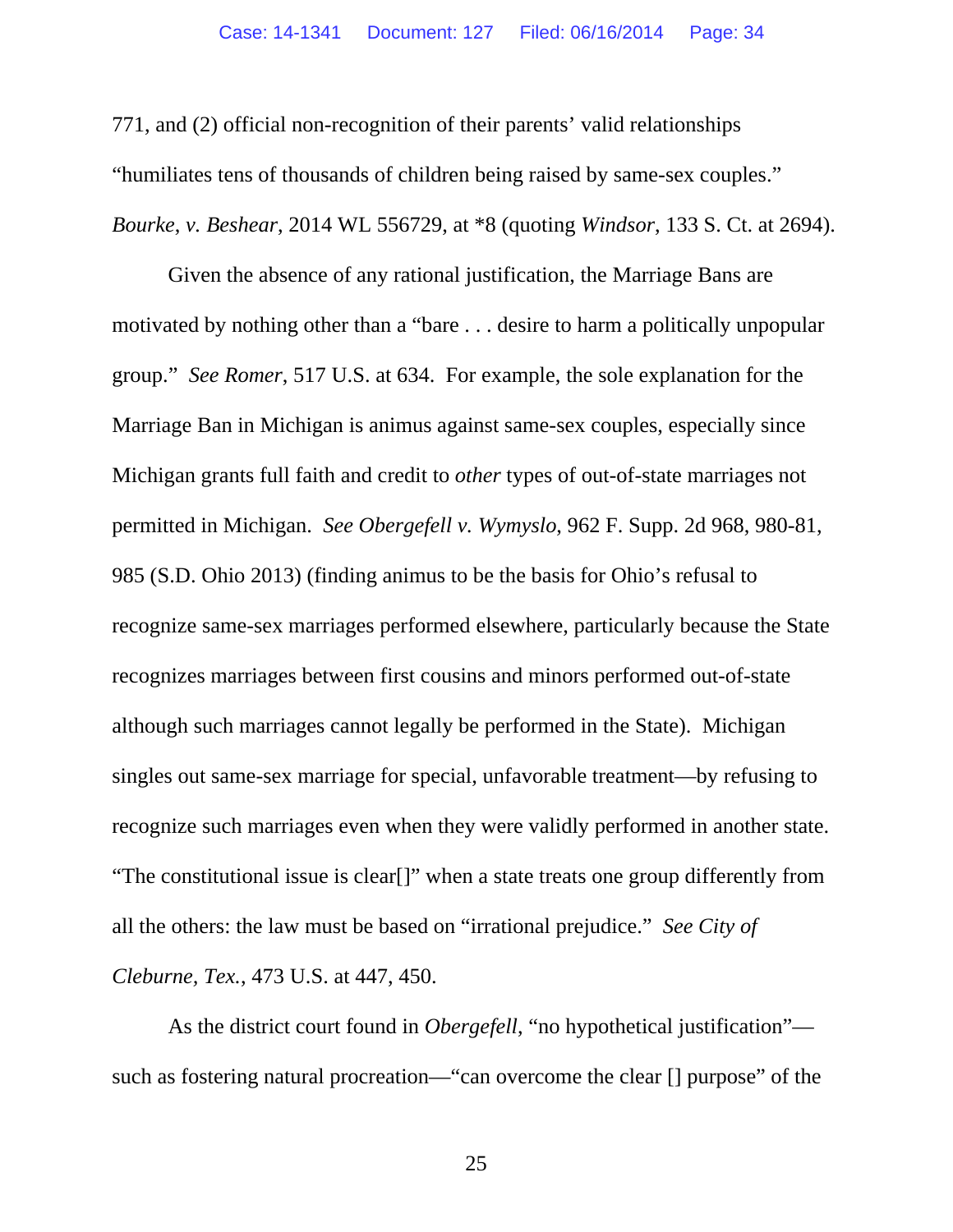771, and (2) official non-recognition of their parents' valid relationships "humiliates tens of thousands of children being raised by same-sex couples." *Bourke*, *v. Beshear*, 2014 WL 556729, at *8 (quoting *Windsor*, 133 S. Ct. at 2694).

Given the absence of any rational justification, the Marriage Bans are motivated by nothing other than a "bare . . . desire to harm a politically unpopular group." *See Romer*, 517 U.S. at 634. For example, the sole explanation for the Marriage Ban in Michigan is animus against same-sex couples, especially since Michigan grants full faith and credit to *other* types of out-of-state marriages not permitted in Michigan. *See Obergefell v. Wymyslo*, 962 F. Supp. 2d 968, 980-81, 985 (S.D. Ohio 2013) (finding animus to be the basis for Ohio's refusal to recognize same-sex marriages performed elsewhere, particularly because the State recognizes marriages between first cousins and minors performed out-of-state although such marriages cannot legally be performed in the State). Michigan singles out same-sex marriage for special, unfavorable treatment—by refusing to recognize such marriages even when they were validly performed in another state. "The constitutional issue is clear[]" when a state treats one group differently from all the others: the law must be based on "irrational prejudice." *See City of Cleburne, Tex.*, 473 U.S. at 447, 450.

As the district court found in *Obergefell*, "no hypothetical justification"—such as fostering natural procreation—"can overcome the clear [] purpose" of the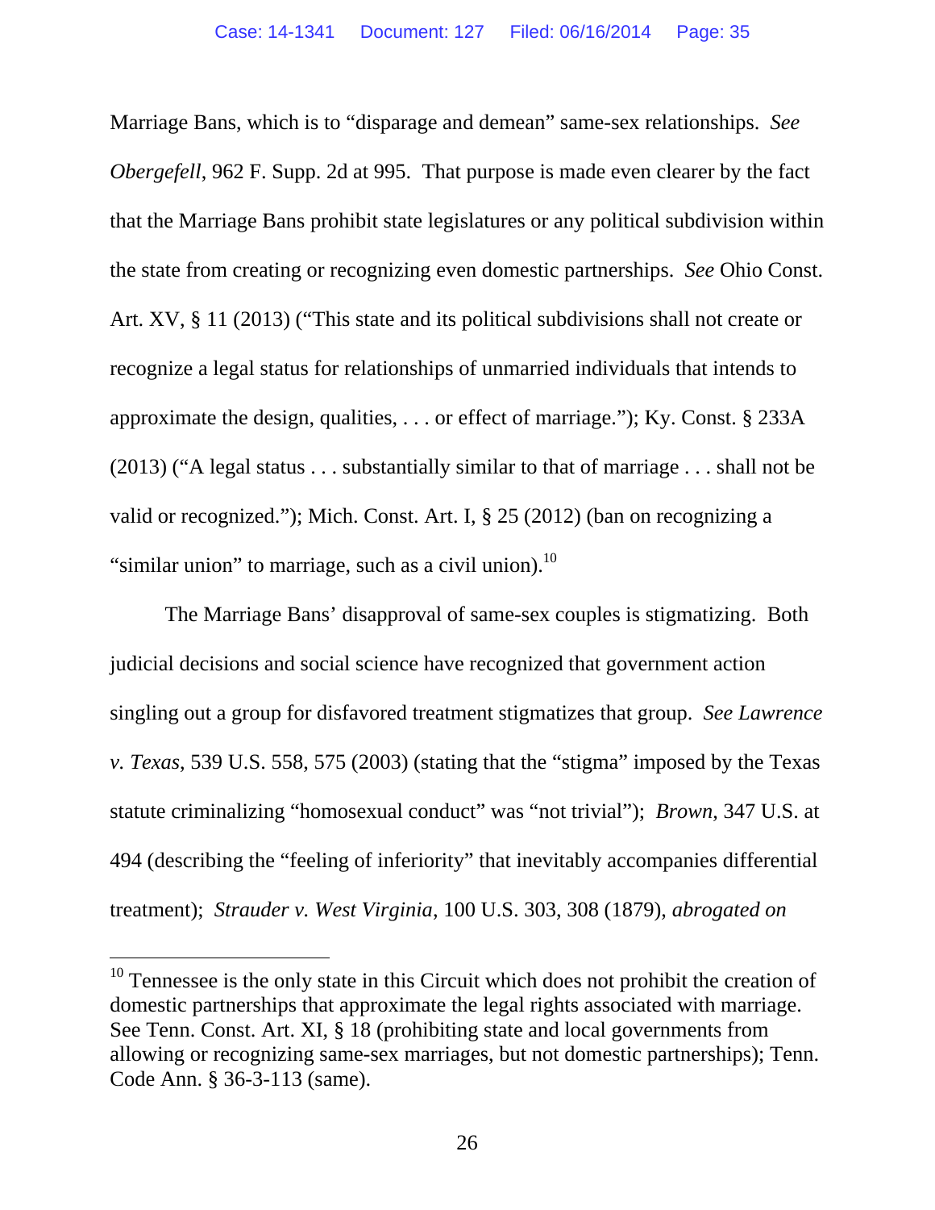Marriage Bans, which is to "disparage and demean" same-sex relationships. *See Obergefell*, 962 F. Supp. 2d at 995. That purpose is made even clearer by the fact that the Marriage Bans prohibit state legislatures or any political subdivision within the state from creating or recognizing even domestic partnerships. *See* Ohio Const. Art. XV, § 11 (2013) ("This state and its political subdivisions shall not create or recognize a legal status for relationships of unmarried individuals that intends to approximate the design, qualities, . . . or effect of marriage."); Ky. Const. § 233A (2013) ("A legal status . . . substantially similar to that of marriage . . . shall not be valid or recognized."); Mich. Const. Art. I, § 25 (2012) (ban on recognizing a "similar union" to marriage, such as a civil union).[10]

The Marriage Bans' disapproval of same-sex couples is stigmatizing. Both judicial decisions and social science have recognized that government action singling out a group for disfavored treatment stigmatizes that group. *See Lawrence v. Texas*, 539 U.S. 558, 575 (2003) (stating that the "stigma" imposed by the Texas statute criminalizing "homosexual conduct" was "not trivial"); *Brown*, 347 U.S. at 494 (describing the "feeling of inferiority" that inevitably accompanies differential treatment); *Strauder v. West Virginia*, 100 U.S. 303, 308 (1879), *abrogated on*

[10] Tennessee is the only state in this Circuit which does not prohibit the creation of domestic partnerships that approximate the legal rights associated with marriage. See Tenn. Const. Art. XI, § 18 (prohibiting state and local governments from allowing or recognizing same-sex marriages, but not domestic partnerships); Tenn. Code Ann. § 36-3-113 (same).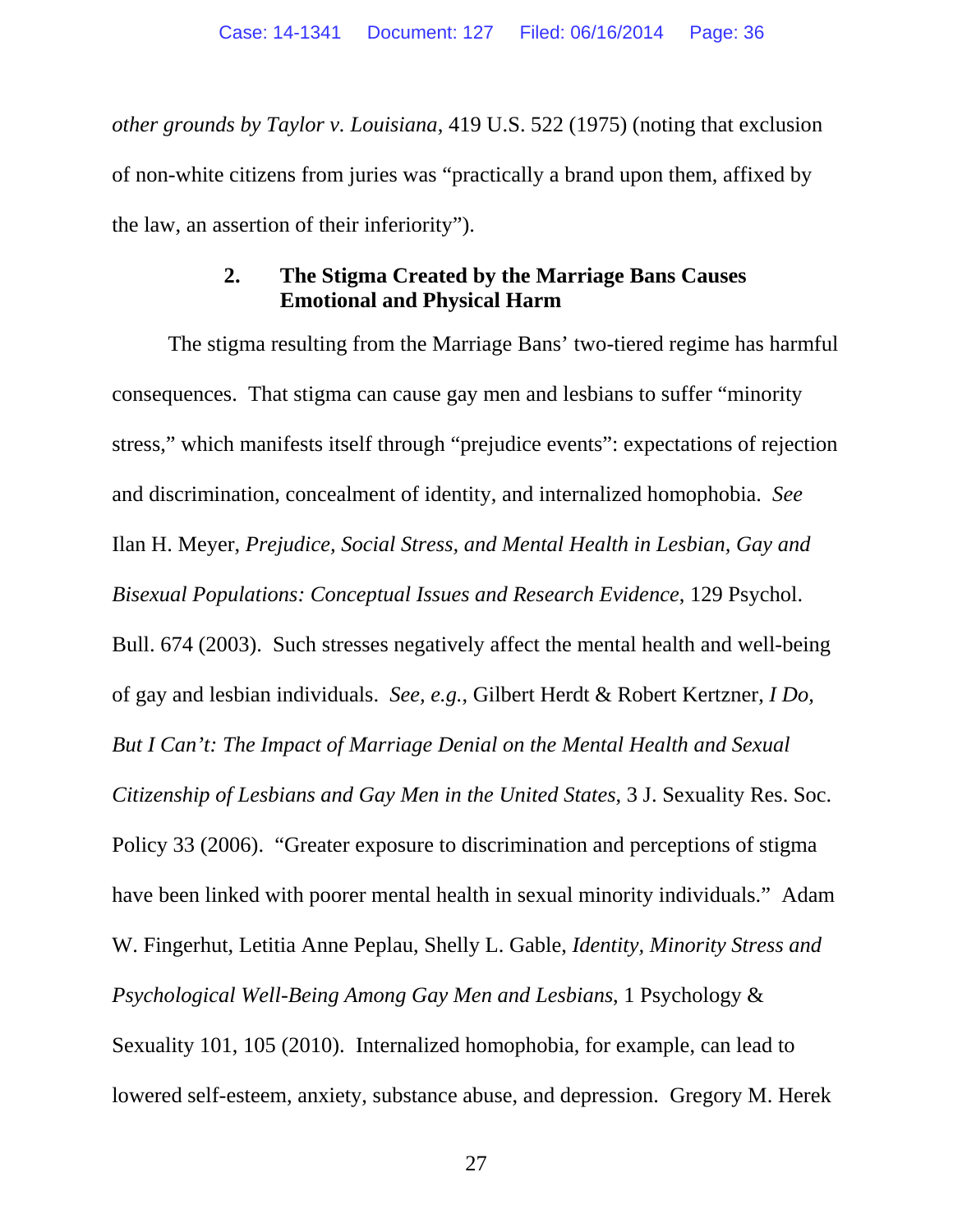*other grounds by Taylor v. Louisiana*, 419 U.S. 522 (1975) (noting that exclusion of non-white citizens from juries was "practically a brand upon them, affixed by the law, an assertion of their inferiority").

### 2. The Stigma Created by the Marriage Bans Causes Emotional and Physical Harm

The stigma resulting from the Marriage Bans' two-tiered regime has harmful consequences. That stigma can cause gay men and lesbians to suffer "minority stress," which manifests itself through "prejudice events": expectations of rejection and discrimination, concealment of identity, and internalized homophobia. *See* Ilan H. Meyer, *Prejudice, Social Stress, and Mental Health in Lesbian, Gay and Bisexual Populations: Conceptual Issues and Research Evidence*, 129 Psychol. Bull. 674 (2003). Such stresses negatively affect the mental health and well-being of gay and lesbian individuals. *See, e.g.*, Gilbert Herdt & Robert Kertzner, *I Do, But I Can't: The Impact of Marriage Denial on the Mental Health and Sexual Citizenship of Lesbians and Gay Men in the United States*, 3 J. Sexuality Res. Soc. Policy 33 (2006). "Greater exposure to discrimination and perceptions of stigma have been linked with poorer mental health in sexual minority individuals." Adam W. Fingerhut, Letitia Anne Peplau, Shelly L. Gable, *Identity, Minority Stress and Psychological Well-Being Among Gay Men and Lesbians*, 1 Psychology & Sexuality 101, 105 (2010). Internalized homophobia, for example, can lead to lowered self-esteem, anxiety, substance abuse, and depression. Gregory M. Herek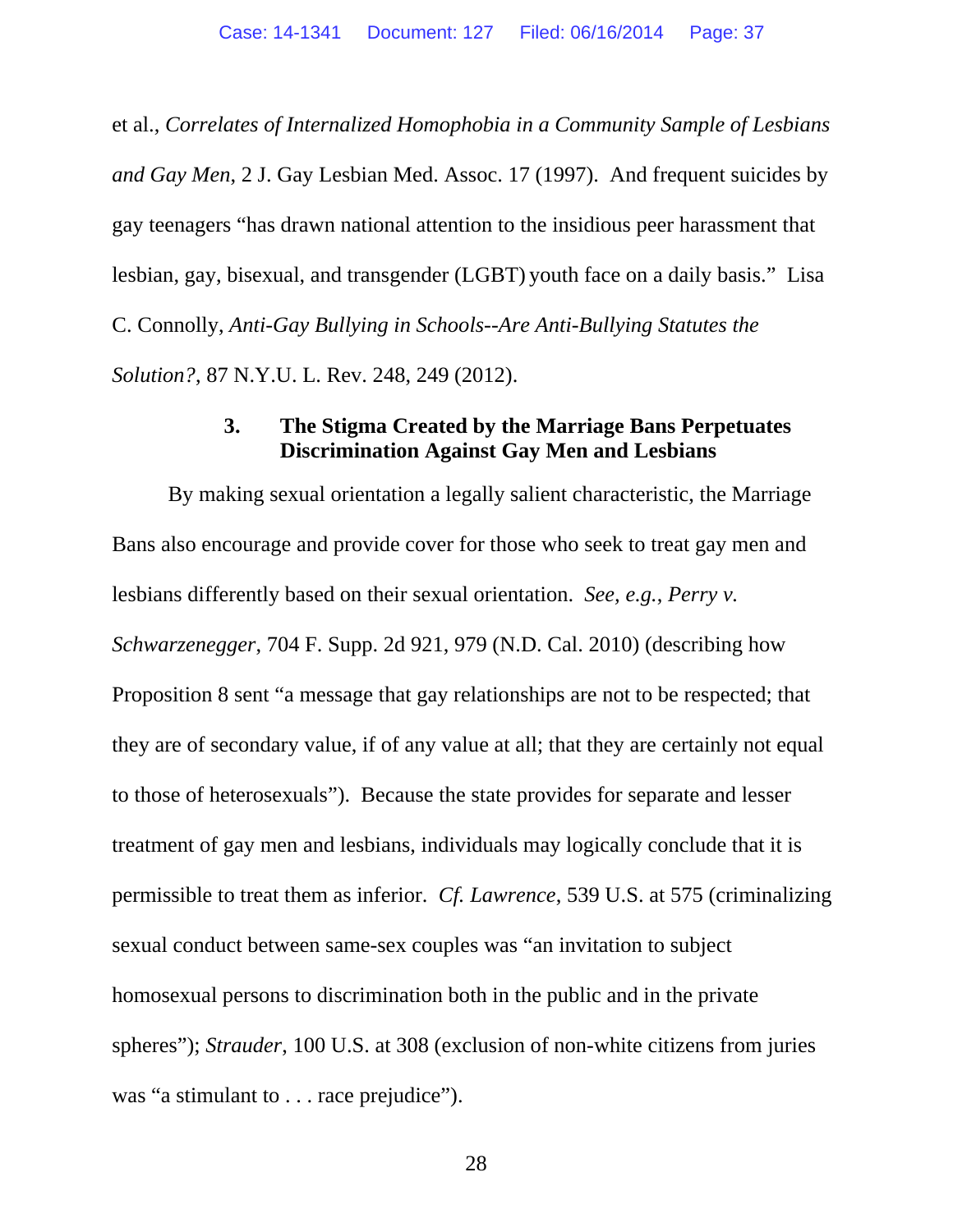et al., *Correlates of Internalized Homophobia in a Community Sample of Lesbians and Gay Men*, 2 J. Gay Lesbian Med. Assoc. 17 (1997). And frequent suicides by gay teenagers "has drawn national attention to the insidious peer harassment that lesbian, gay, bisexual, and transgender (LGBT) youth face on a daily basis." Lisa C. Connolly, *Anti-Gay Bullying in Schools--Are Anti-Bullying Statutes the Solution?*, 87 N.Y.U. L. Rev. 248, 249 (2012).

### 3. The Stigma Created by the Marriage Bans Perpetuates Discrimination Against Gay Men and Lesbians

By making sexual orientation a legally salient characteristic, the Marriage Bans also encourage and provide cover for those who seek to treat gay men and lesbians differently based on their sexual orientation. *See, e.g.*, *Perry v. Schwarzenegger*, 704 F. Supp. 2d 921, 979 (N.D. Cal. 2010) (describing how Proposition 8 sent "a message that gay relationships are not to be respected; that they are of secondary value, if of any value at all; that they are certainly not equal to those of heterosexuals"). Because the state provides for separate and lesser treatment of gay men and lesbians, individuals may logically conclude that it is permissible to treat them as inferior. *Cf. Lawrence*, 539 U.S. at 575 (criminalizing sexual conduct between same-sex couples was "an invitation to subject homosexual persons to discrimination both in the public and in the private spheres"); *Strauder*, 100 U.S. at 308 (exclusion of non-white citizens from juries was "a stimulant to . . . race prejudice").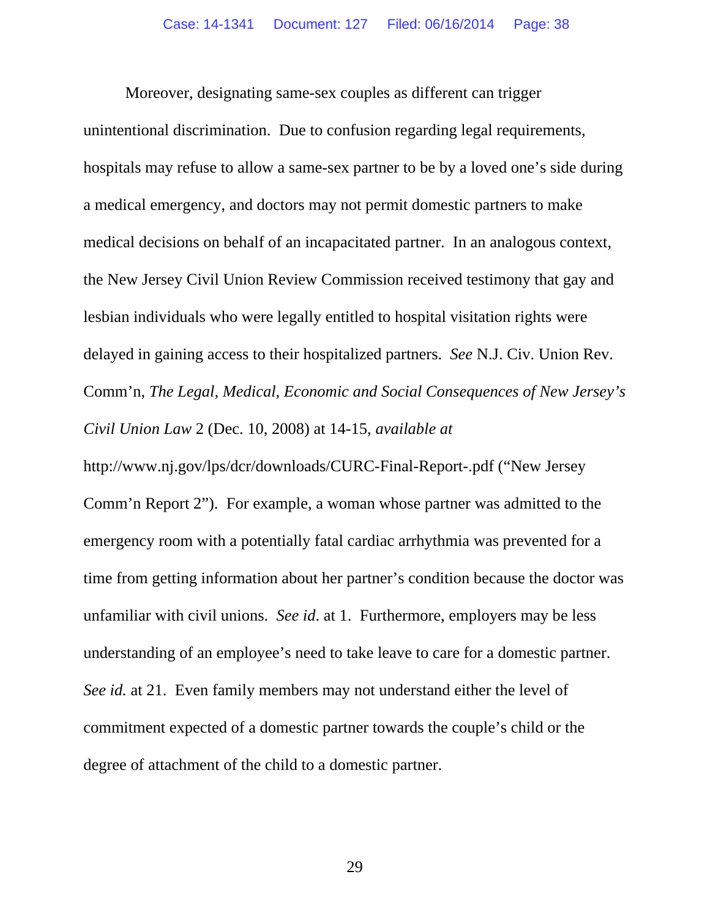Moreover, designating same-sex couples as different can trigger unintentional discrimination. Due to confusion regarding legal requirements, hospitals may refuse to allow a same-sex partner to be by a loved one's side during a medical emergency, and doctors may not permit domestic partners to make medical decisions on behalf of an incapacitated partner. In an analogous context, the New Jersey Civil Union Review Commission received testimony that gay and lesbian individuals who were legally entitled to hospital visitation rights were delayed in gaining access to their hospitalized partners. *See* N.J. Civ. Union Rev. Comm'n, *The Legal, Medical, Economic and Social Consequences of New Jersey's Civil Union Law* 2 (Dec. 10, 2008) at 14-15, *available at* http://www.nj.gov/lps/dcr/downloads/CURC-Final-Report-.pdf ("New Jersey Comm'n Report 2"). For example, a woman whose partner was admitted to the emergency room with a potentially fatal cardiac arrhythmia was prevented for a time from getting information about her partner's condition because the doctor was unfamiliar with civil unions. *See id*. at 1. Furthermore, employers may be less understanding of an employee's need to take leave to care for a domestic partner. *See id.* at 21. Even family members may not understand either the level of commitment expected of a domestic partner towards the couple's child or the degree of attachment of the child to a domestic partner.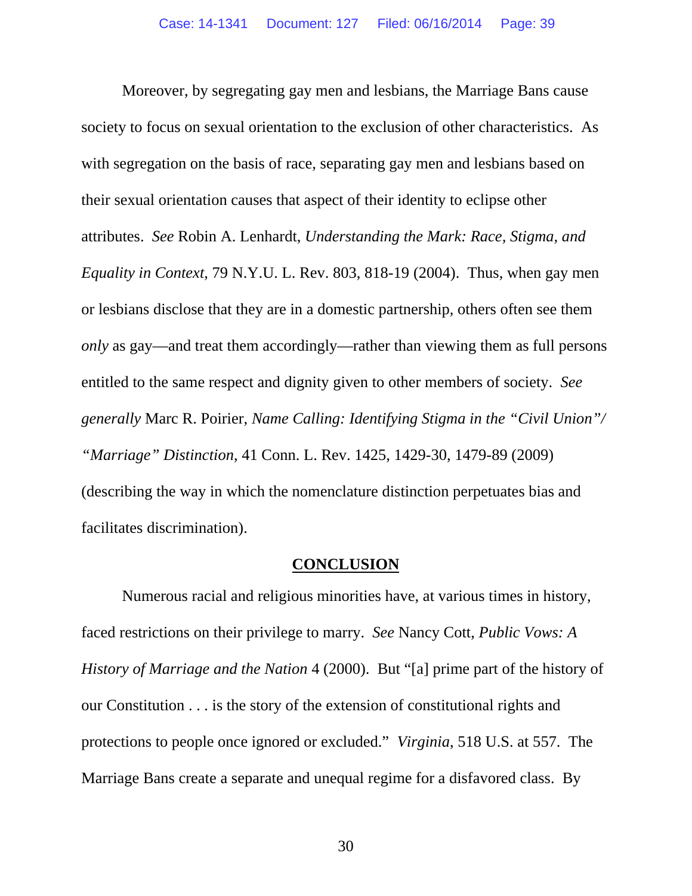Moreover, by segregating gay men and lesbians, the Marriage Bans cause society to focus on sexual orientation to the exclusion of other characteristics. As with segregation on the basis of race, separating gay men and lesbians based on their sexual orientation causes that aspect of their identity to eclipse other attributes. *See* Robin A. Lenhardt, *Understanding the Mark: Race, Stigma, and Equality in Context*, 79 N.Y.U. L. Rev. 803, 818-19 (2004). Thus, when gay men or lesbians disclose that they are in a domestic partnership, others often see them *only* as gay—and treat them accordingly—rather than viewing them as full persons entitled to the same respect and dignity given to other members of society. *See generally* Marc R. Poirier, *Name Calling: Identifying Stigma in the "Civil Union"/ "Marriage" Distinction*, 41 Conn. L. Rev. 1425, 1429-30, 1479-89 (2009) (describing the way in which the nomenclature distinction perpetuates bias and facilitates discrimination).

## CONCLUSION

Numerous racial and religious minorities have, at various times in history, faced restrictions on their privilege to marry. *See* Nancy Cott, *Public Vows: A History of Marriage and the Nation* 4 (2000). But "[a] prime part of the history of our Constitution . . . is the story of the extension of constitutional rights and protections to people once ignored or excluded." *Virginia*, 518 U.S. at 557. The Marriage Bans create a separate and unequal regime for a disfavored class. By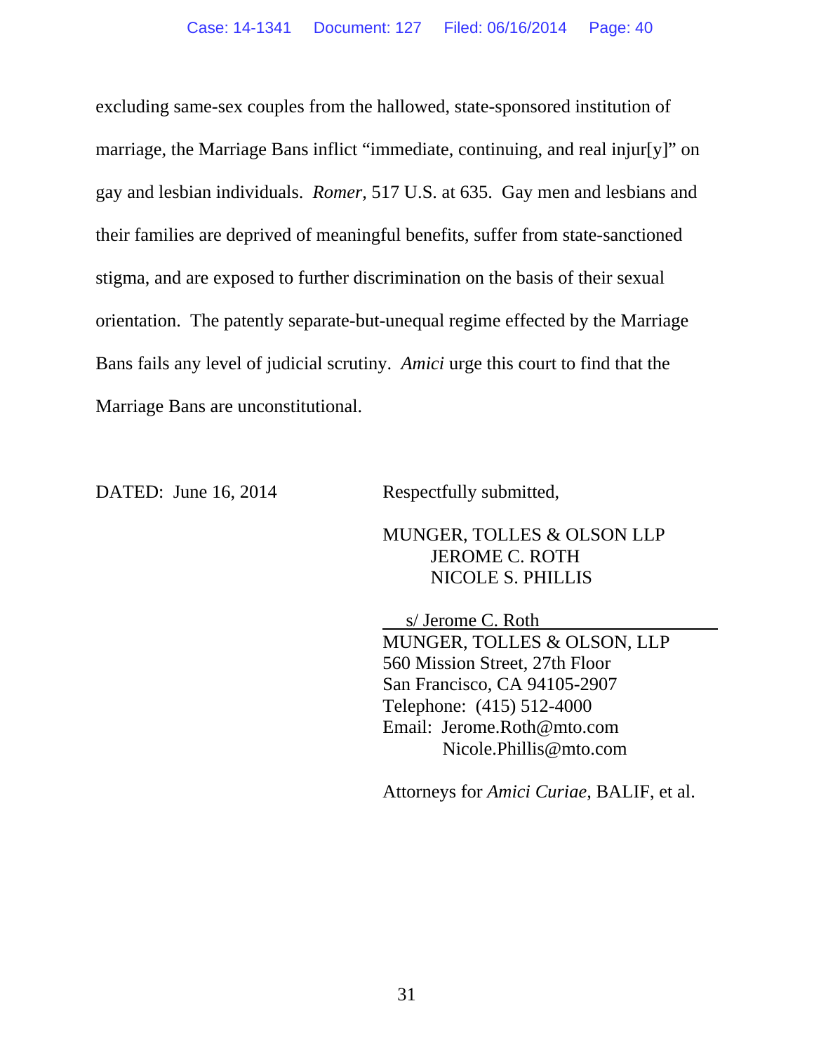excluding same-sex couples from the hallowed, state-sponsored institution of marriage, the Marriage Bans inflict "immediate, continuing, and real injur[y]" on gay and lesbian individuals. *Romer*, 517 U.S. at 635. Gay men and lesbians and their families are deprived of meaningful benefits, suffer from state-sanctioned stigma, and are exposed to further discrimination on the basis of their sexual orientation. The patently separate-but-unequal regime effected by the Marriage Bans fails any level of judicial scrutiny. *Amici* urge this court to find that the Marriage Bans are unconstitutional.

DATED: June 16, 2014

Respectfully submitted,

MUNGER, TOLLES & OLSON LLP
JEROME C. ROTH
NICOLE S. PHILLIS

s/ Jerome C. Roth
MUNGER, TOLLES & OLSON, LLP
560 Mission Street, 27th Floor
San Francisco, CA 94105-2907
Telephone: (415) 512-4000
Email: Jerome.Roth@mto.com
Nicole.Phillis@mto.com

Attorneys for *Amici Curiae*, BALIF, et al.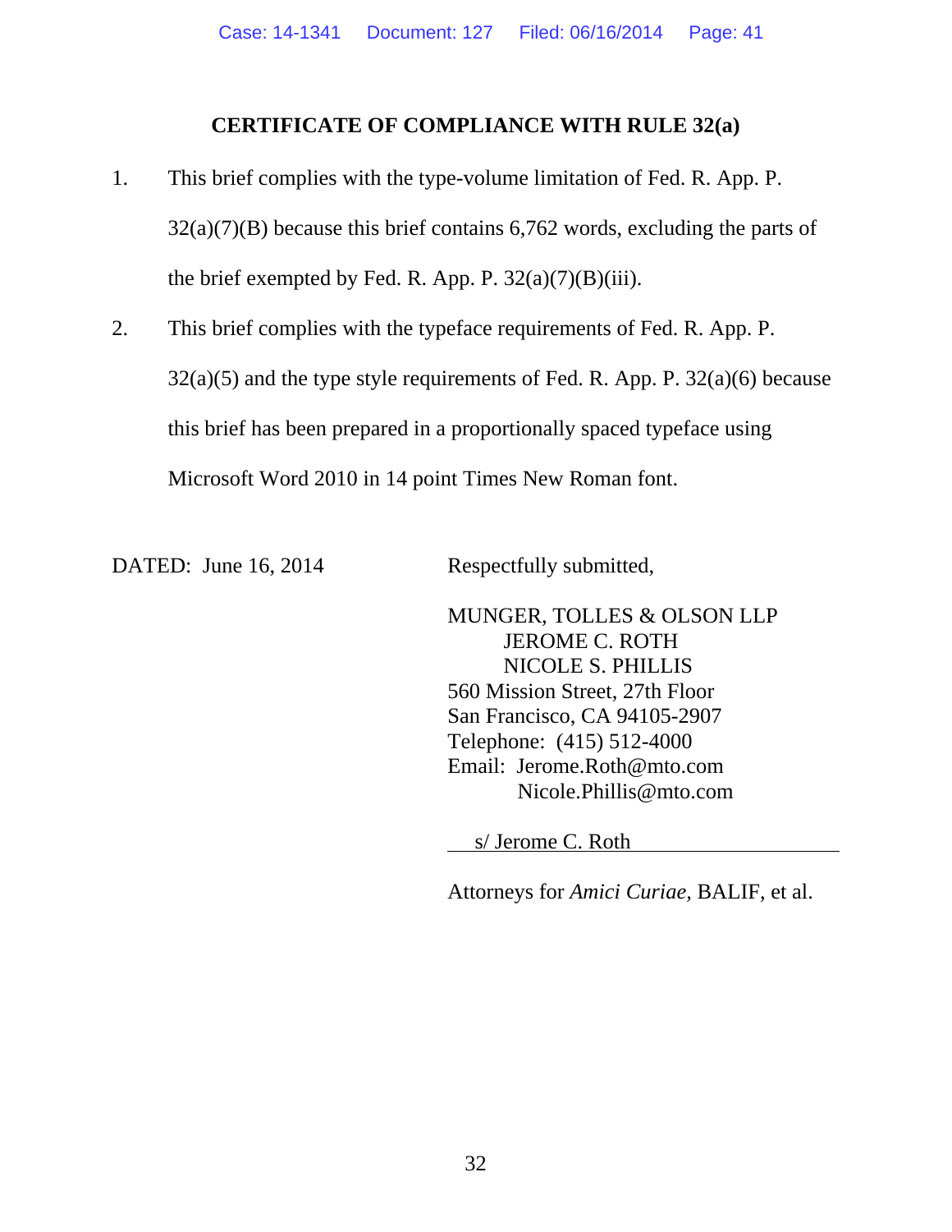## CERTIFICATE OF COMPLIANCE WITH RULE 32(a)

1. This brief complies with the type-volume limitation of Fed. R. App. P. 32(a)(7)(B) because this brief contains 6,762 words, excluding the parts of the brief exempted by Fed. R. App. P. 32(a)(7)(B)(iii).

2. This brief complies with the typeface requirements of Fed. R. App. P. 32(a)(5) and the type style requirements of Fed. R. App. P. 32(a)(6) because this brief has been prepared in a proportionally spaced typeface using Microsoft Word 2010 in 14 point Times New Roman font.

DATED: June 16, 2014

Respectfully submitted,

MUNGER, TOLLES & OLSON LLP
JEROME C. ROTH
NICOLE S. PHILLIS
560 Mission Street, 27th Floor
San Francisco, CA 94105-2907
Telephone: (415) 512-4000
Email: Jerome.Roth@mto.com
Nicole.Phillis@mto.com

s/ Jerome C. Roth

Attorneys for *Amici Curiae,* BALIF, et al.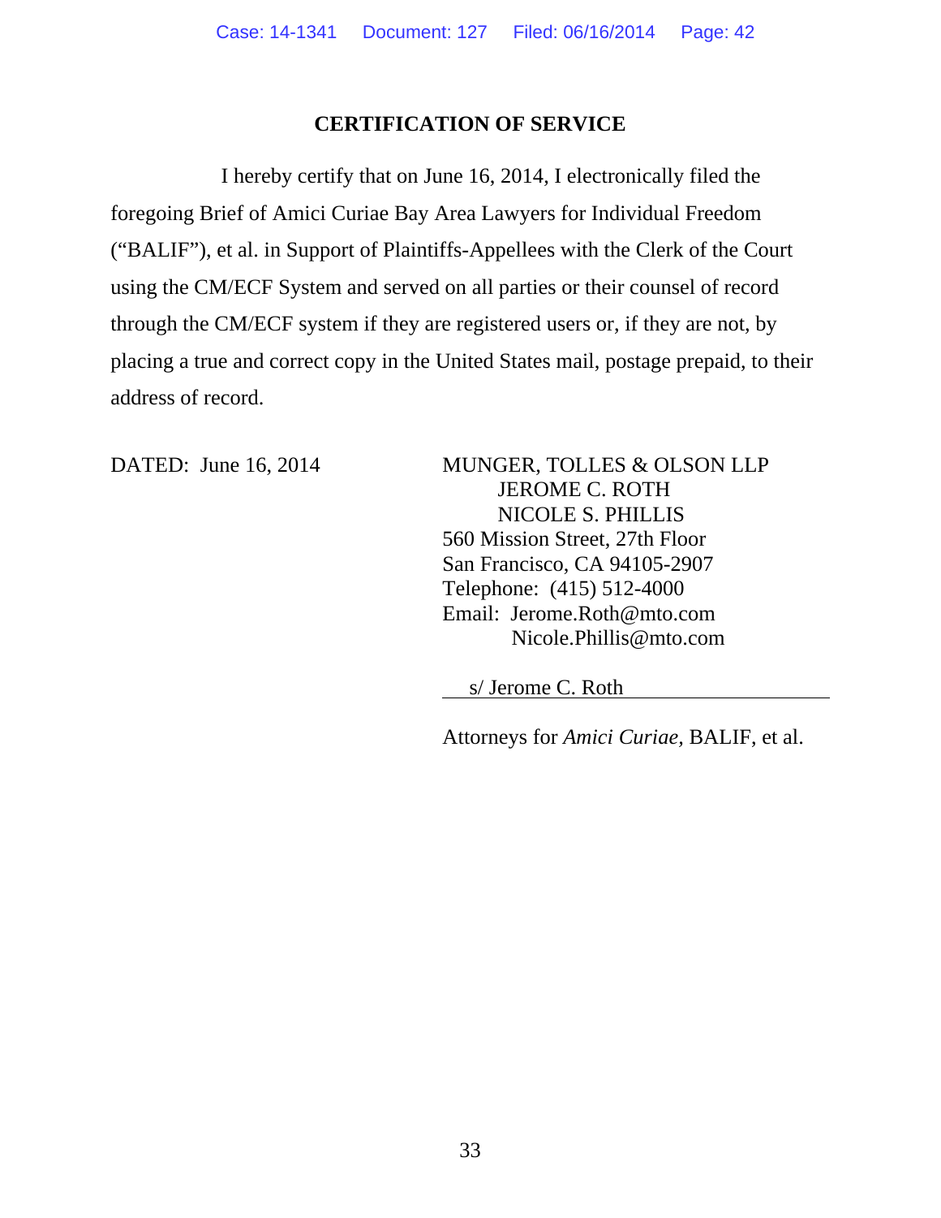## CERTIFICATION OF SERVICE

I hereby certify that on June 16, 2014, I electronically filed the foregoing Brief of Amici Curiae Bay Area Lawyers for Individual Freedom ("BALIF"), et al. in Support of Plaintiffs-Appellees with the Clerk of the Court using the CM/ECF System and served on all parties or their counsel of record through the CM/ECF system if they are registered users or, if they are not, by placing a true and correct copy in the United States mail, postage prepaid, to their address of record.

DATED: June 16, 2014

MUNGER, TOLLES & OLSON LLP
JEROME C. ROTH
NICOLE S. PHILLIS
560 Mission Street, 27th Floor
San Francisco, CA 94105-2907
Telephone: (415) 512-4000
Email: Jerome.Roth@mto.com
Nicole.Phillis@mto.com

s/ Jerome C. Roth

Attorneys for *Amici Curiae,* BALIF, et al.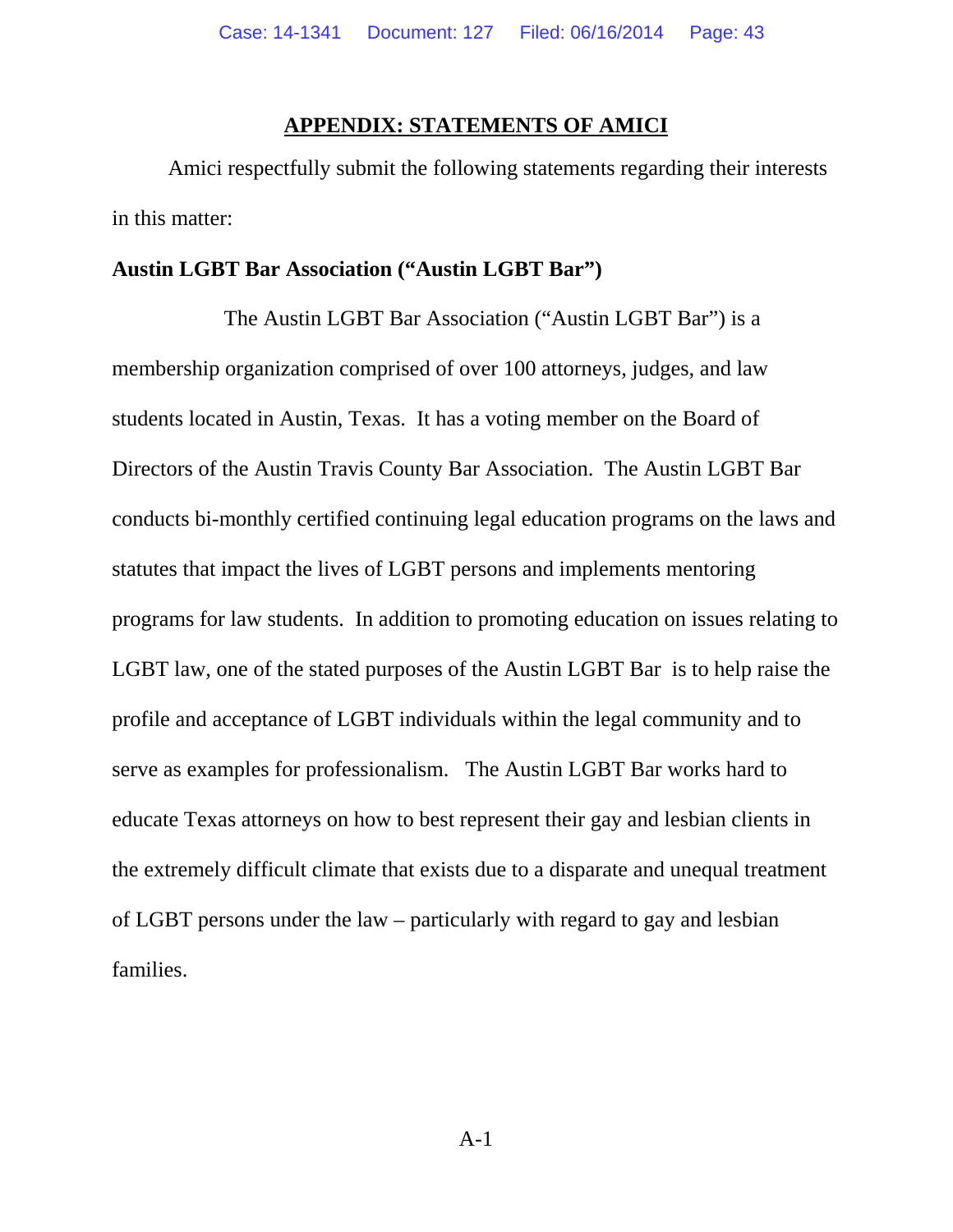## APPENDIX: STATEMENTS OF AMICI

Amici respectfully submit the following statements regarding their interests in this matter:

**Austin LGBT Bar Association ("Austin LGBT Bar")**

The Austin LGBT Bar Association ("Austin LGBT Bar") is a membership organization comprised of over 100 attorneys, judges, and law students located in Austin, Texas. It has a voting member on the Board of Directors of the Austin Travis County Bar Association. The Austin LGBT Bar conducts bi-monthly certified continuing legal education programs on the laws and statutes that impact the lives of LGBT persons and implements mentoring programs for law students. In addition to promoting education on issues relating to LGBT law, one of the stated purposes of the Austin LGBT Bar is to help raise the profile and acceptance of LGBT individuals within the legal community and to serve as examples for professionalism. The Austin LGBT Bar works hard to educate Texas attorneys on how to best represent their gay and lesbian clients in the extremely difficult climate that exists due to a disparate and unequal treatment of LGBT persons under the law – particularly with regard to gay and lesbian families.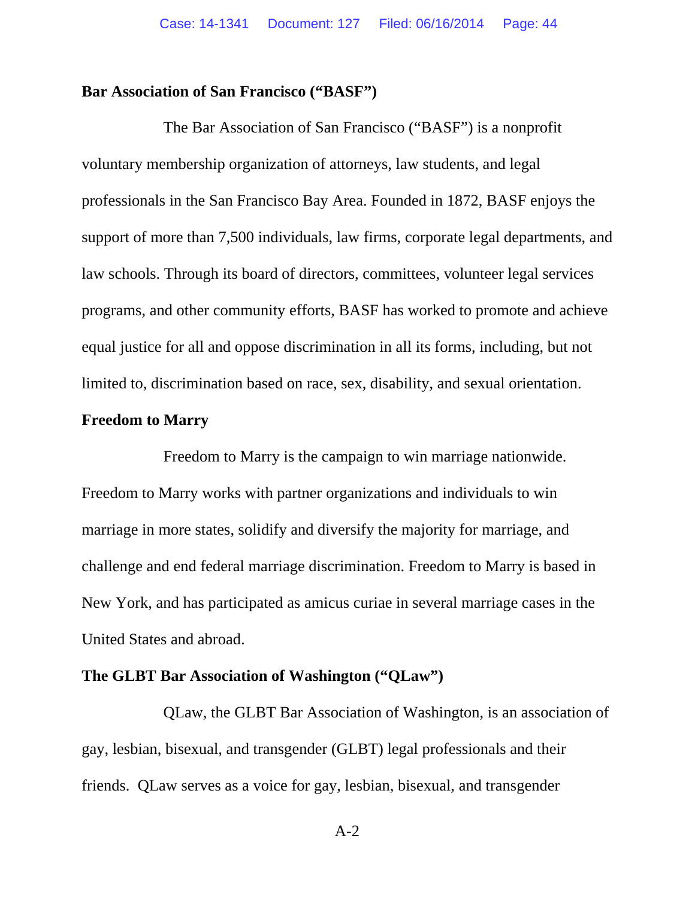**Bar Association of San Francisco ("BASF")**

The Bar Association of San Francisco ("BASF") is a nonprofit voluntary membership organization of attorneys, law students, and legal professionals in the San Francisco Bay Area. Founded in 1872, BASF enjoys the support of more than 7,500 individuals, law firms, corporate legal departments, and law schools. Through its board of directors, committees, volunteer legal services programs, and other community efforts, BASF has worked to promote and achieve equal justice for all and oppose discrimination in all its forms, including, but not limited to, discrimination based on race, sex, disability, and sexual orientation.

**Freedom to Marry**

Freedom to Marry is the campaign to win marriage nationwide. Freedom to Marry works with partner organizations and individuals to win marriage in more states, solidify and diversify the majority for marriage, and challenge and end federal marriage discrimination. Freedom to Marry is based in New York, and has participated as amicus curiae in several marriage cases in the United States and abroad.

**The GLBT Bar Association of Washington ("QLaw")**

QLaw, the GLBT Bar Association of Washington, is an association of gay, lesbian, bisexual, and transgender (GLBT) legal professionals and their friends. QLaw serves as a voice for gay, lesbian, bisexual, and transgender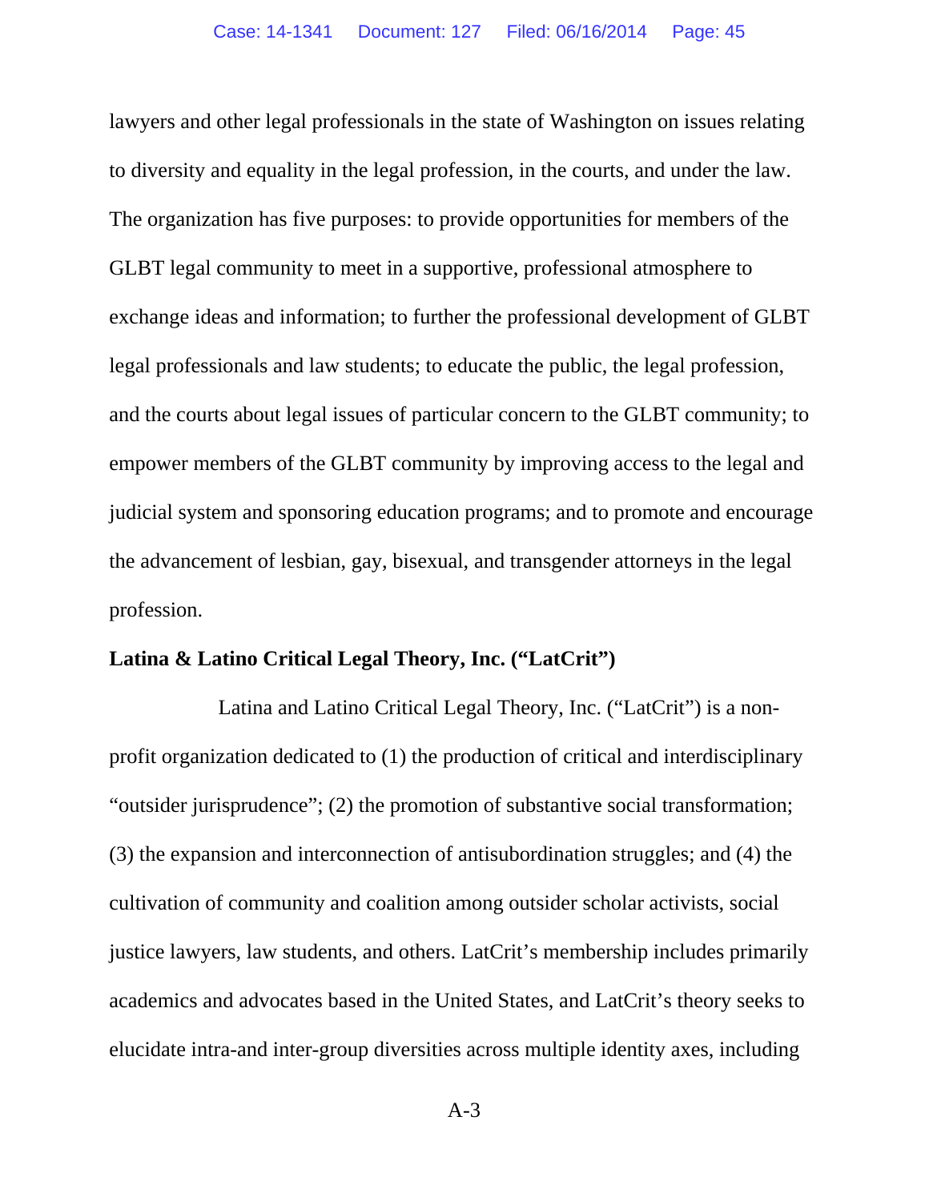lawyers and other legal professionals in the state of Washington on issues relating to diversity and equality in the legal profession, in the courts, and under the law. The organization has five purposes: to provide opportunities for members of the GLBT legal community to meet in a supportive, professional atmosphere to exchange ideas and information; to further the professional development of GLBT legal professionals and law students; to educate the public, the legal profession, and the courts about legal issues of particular concern to the GLBT community; to empower members of the GLBT community by improving access to the legal and judicial system and sponsoring education programs; and to promote and encourage the advancement of lesbian, gay, bisexual, and transgender attorneys in the legal profession.

**Latina & Latino Critical Legal Theory, Inc. ("LatCrit")**

Latina and Latino Critical Legal Theory, Inc. ("LatCrit") is a non-profit organization dedicated to (1) the production of critical and interdisciplinary "outsider jurisprudence"; (2) the promotion of substantive social transformation; (3) the expansion and interconnection of antisubordination struggles; and (4) the cultivation of community and coalition among outsider scholar activists, social justice lawyers, law students, and others. LatCrit's membership includes primarily academics and advocates based in the United States, and LatCrit's theory seeks to elucidate intra-and inter-group diversities across multiple identity axes, including

A-3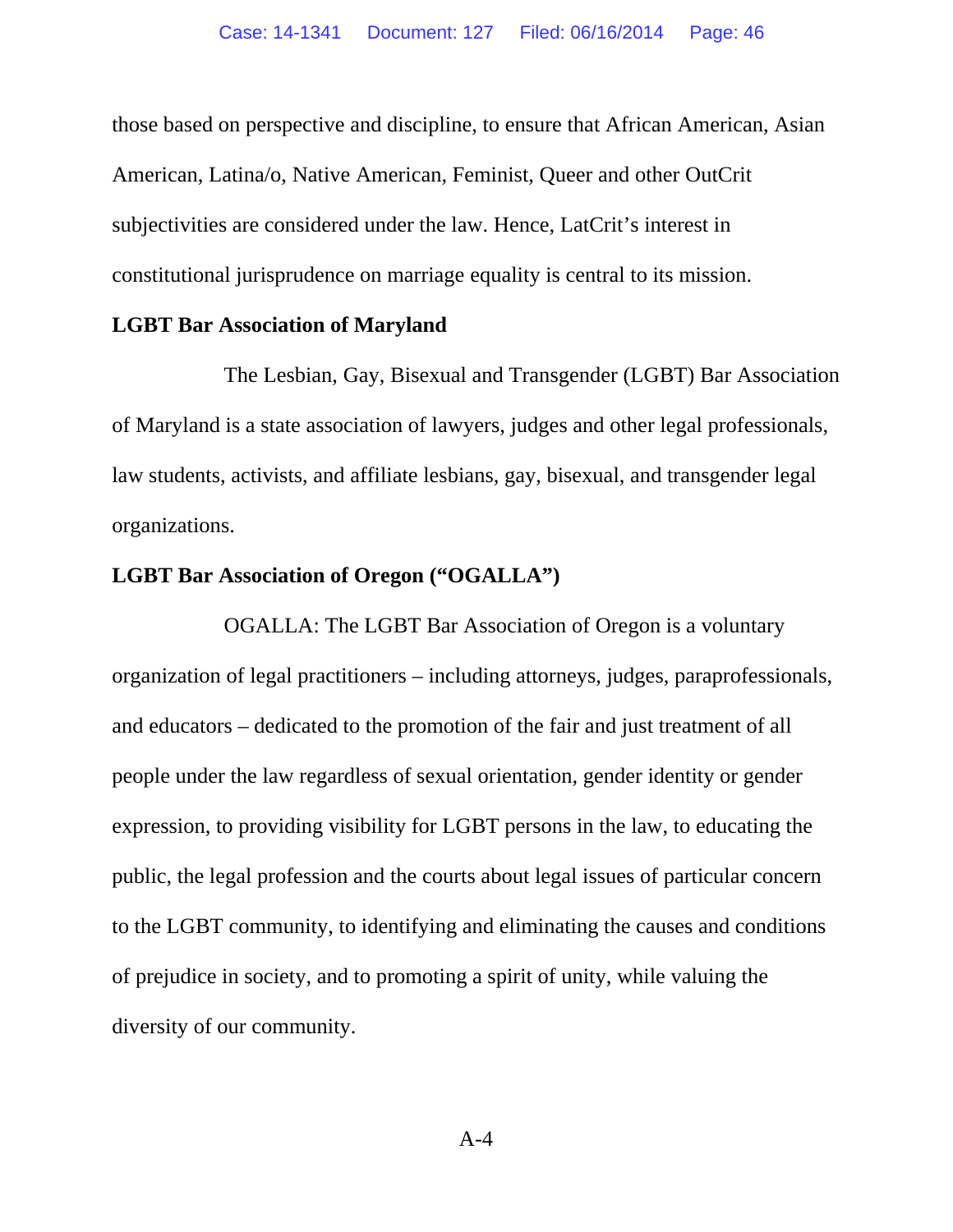those based on perspective and discipline, to ensure that African American, Asian American, Latina/o, Native American, Feminist, Queer and other OutCrit subjectivities are considered under the law. Hence, LatCrit's interest in constitutional jurisprudence on marriage equality is central to its mission.

**LGBT Bar Association of Maryland**

The Lesbian, Gay, Bisexual and Transgender (LGBT) Bar Association of Maryland is a state association of lawyers, judges and other legal professionals, law students, activists, and affiliate lesbians, gay, bisexual, and transgender legal organizations.

**LGBT Bar Association of Oregon ("OGALLA")**

OGALLA: The LGBT Bar Association of Oregon is a voluntary organization of legal practitioners – including attorneys, judges, paraprofessionals, and educators – dedicated to the promotion of the fair and just treatment of all people under the law regardless of sexual orientation, gender identity or gender expression, to providing visibility for LGBT persons in the law, to educating the public, the legal profession and the courts about legal issues of particular concern to the LGBT community, to identifying and eliminating the causes and conditions of prejudice in society, and to promoting a spirit of unity, while valuing the diversity of our community.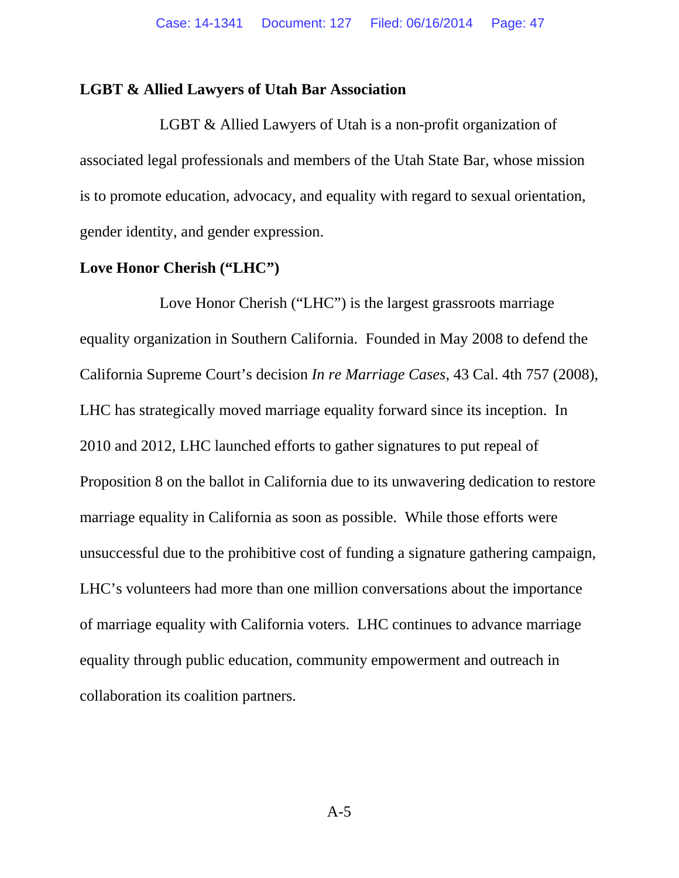**LGBT & Allied Lawyers of Utah Bar Association**

LGBT & Allied Lawyers of Utah is a non-profit organization of associated legal professionals and members of the Utah State Bar, whose mission is to promote education, advocacy, and equality with regard to sexual orientation, gender identity, and gender expression.

**Love Honor Cherish ("LHC")**

Love Honor Cherish ("LHC") is the largest grassroots marriage equality organization in Southern California. Founded in May 2008 to defend the California Supreme Court's decision *In re Marriage Cases*, 43 Cal. 4th 757 (2008), LHC has strategically moved marriage equality forward since its inception. In 2010 and 2012, LHC launched efforts to gather signatures to put repeal of Proposition 8 on the ballot in California due to its unwavering dedication to restore marriage equality in California as soon as possible. While those efforts were unsuccessful due to the prohibitive cost of funding a signature gathering campaign, LHC's volunteers had more than one million conversations about the importance of marriage equality with California voters. LHC continues to advance marriage equality through public education, community empowerment and outreach in collaboration its coalition partners.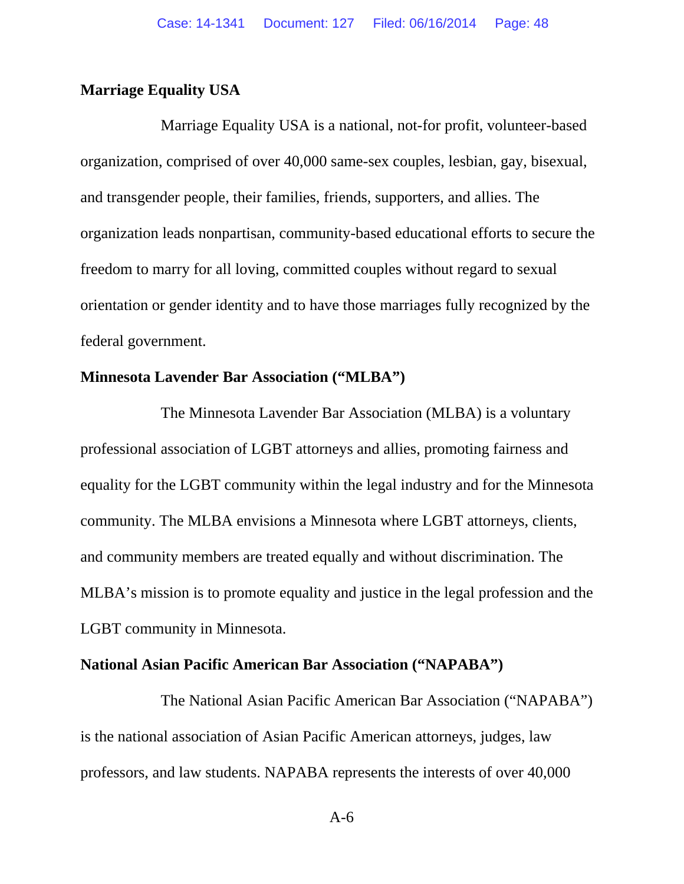**Marriage Equality USA**

Marriage Equality USA is a national, not-for profit, volunteer-based organization, comprised of over 40,000 same-sex couples, lesbian, gay, bisexual, and transgender people, their families, friends, supporters, and allies. The organization leads nonpartisan, community-based educational efforts to secure the freedom to marry for all loving, committed couples without regard to sexual orientation or gender identity and to have those marriages fully recognized by the federal government.

**Minnesota Lavender Bar Association ("MLBA")**

The Minnesota Lavender Bar Association (MLBA) is a voluntary professional association of LGBT attorneys and allies, promoting fairness and equality for the LGBT community within the legal industry and for the Minnesota community. The MLBA envisions a Minnesota where LGBT attorneys, clients, and community members are treated equally and without discrimination. The MLBA's mission is to promote equality and justice in the legal profession and the LGBT community in Minnesota.

**National Asian Pacific American Bar Association ("NAPABA")**

The National Asian Pacific American Bar Association ("NAPABA") is the national association of Asian Pacific American attorneys, judges, law professors, and law students. NAPABA represents the interests of over 40,000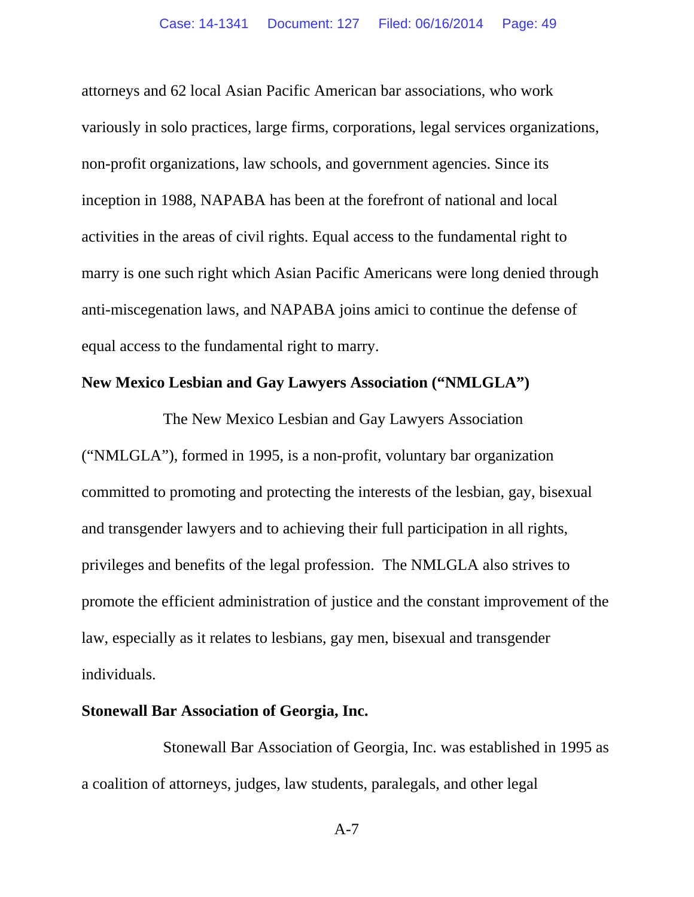attorneys and 62 local Asian Pacific American bar associations, who work variously in solo practices, large firms, corporations, legal services organizations, non-profit organizations, law schools, and government agencies. Since its inception in 1988, NAPABA has been at the forefront of national and local activities in the areas of civil rights. Equal access to the fundamental right to marry is one such right which Asian Pacific Americans were long denied through anti-miscegenation laws, and NAPABA joins amici to continue the defense of equal access to the fundamental right to marry.

**New Mexico Lesbian and Gay Lawyers Association ("NMLGLA")**

The New Mexico Lesbian and Gay Lawyers Association ("NMLGLA"), formed in 1995, is a non-profit, voluntary bar organization committed to promoting and protecting the interests of the lesbian, gay, bisexual and transgender lawyers and to achieving their full participation in all rights, privileges and benefits of the legal profession. The NMLGLA also strives to promote the efficient administration of justice and the constant improvement of the law, especially as it relates to lesbians, gay men, bisexual and transgender individuals.

**Stonewall Bar Association of Georgia, Inc.**

Stonewall Bar Association of Georgia, Inc. was established in 1995 as a coalition of attorneys, judges, law students, paralegals, and other legal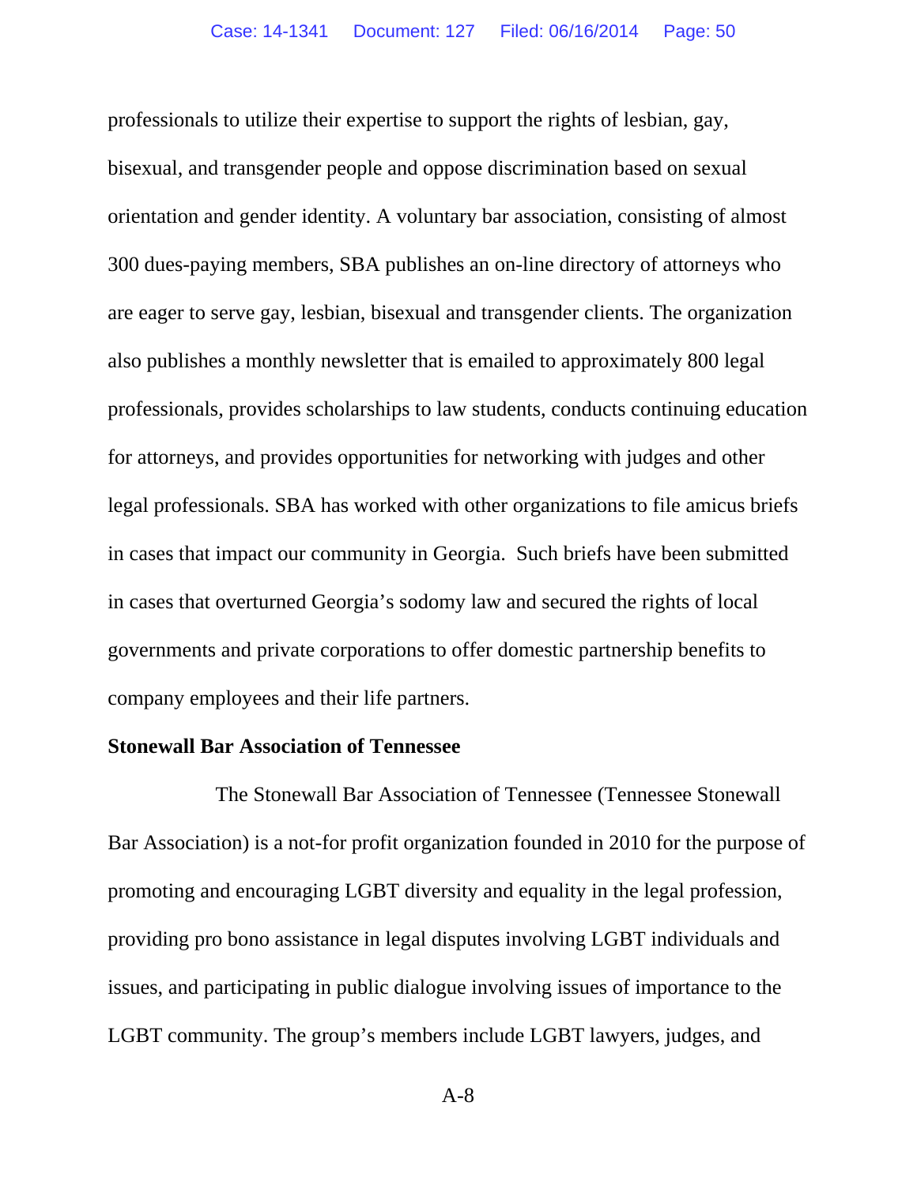professionals to utilize their expertise to support the rights of lesbian, gay, bisexual, and transgender people and oppose discrimination based on sexual orientation and gender identity. A voluntary bar association, consisting of almost 300 dues-paying members, SBA publishes an on-line directory of attorneys who are eager to serve gay, lesbian, bisexual and transgender clients. The organization also publishes a monthly newsletter that is emailed to approximately 800 legal professionals, provides scholarships to law students, conducts continuing education for attorneys, and provides opportunities for networking with judges and other legal professionals. SBA has worked with other organizations to file amicus briefs in cases that impact our community in Georgia. Such briefs have been submitted in cases that overturned Georgia's sodomy law and secured the rights of local governments and private corporations to offer domestic partnership benefits to company employees and their life partners.

**Stonewall Bar Association of Tennessee**

The Stonewall Bar Association of Tennessee (Tennessee Stonewall Bar Association) is a not-for profit organization founded in 2010 for the purpose of promoting and encouraging LGBT diversity and equality in the legal profession, providing pro bono assistance in legal disputes involving LGBT individuals and issues, and participating in public dialogue involving issues of importance to the LGBT community. The group's members include LGBT lawyers, judges, and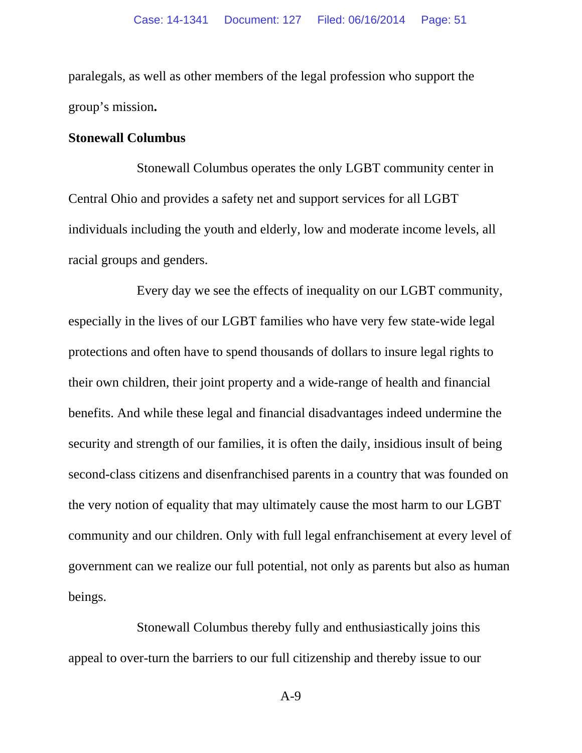paralegals, as well as other members of the legal profession who support the group's mission**.**

**Stonewall Columbus**

Stonewall Columbus operates the only LGBT community center in Central Ohio and provides a safety net and support services for all LGBT individuals including the youth and elderly, low and moderate income levels, all racial groups and genders.

Every day we see the effects of inequality on our LGBT community, especially in the lives of our LGBT families who have very few state-wide legal protections and often have to spend thousands of dollars to insure legal rights to their own children, their joint property and a wide-range of health and financial benefits. And while these legal and financial disadvantages indeed undermine the security and strength of our families, it is often the daily, insidious insult of being second-class citizens and disenfranchised parents in a country that was founded on the very notion of equality that may ultimately cause the most harm to our LGBT community and our children. Only with full legal enfranchisement at every level of government can we realize our full potential, not only as parents but also as human beings.

Stonewall Columbus thereby fully and enthusiastically joins this appeal to over-turn the barriers to our full citizenship and thereby issue to our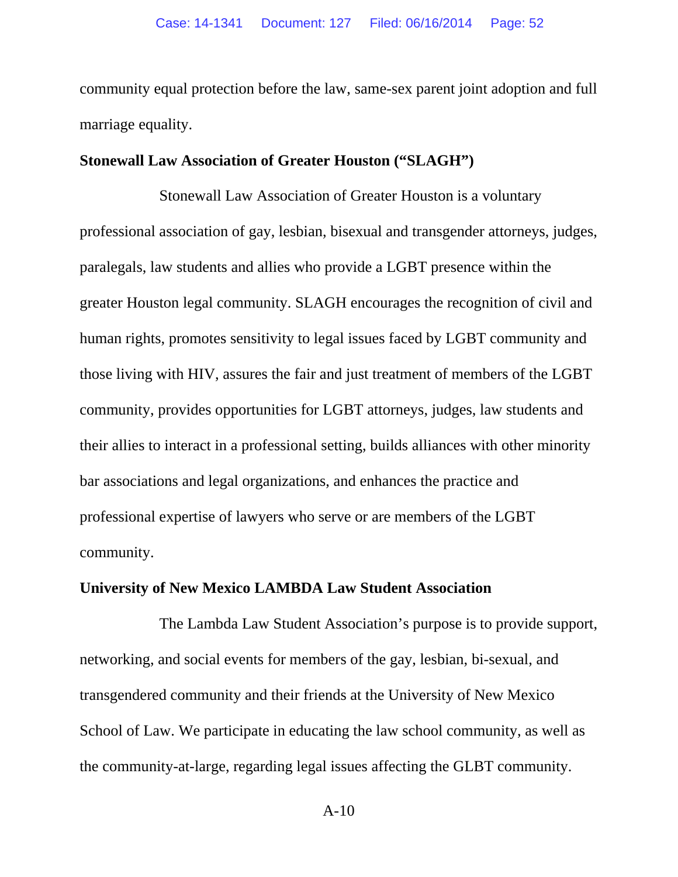community equal protection before the law, same-sex parent joint adoption and full marriage equality.

**Stonewall Law Association of Greater Houston ("SLAGH")**

Stonewall Law Association of Greater Houston is a voluntary professional association of gay, lesbian, bisexual and transgender attorneys, judges, paralegals, law students and allies who provide a LGBT presence within the greater Houston legal community. SLAGH encourages the recognition of civil and human rights, promotes sensitivity to legal issues faced by LGBT community and those living with HIV, assures the fair and just treatment of members of the LGBT community, provides opportunities for LGBT attorneys, judges, law students and their allies to interact in a professional setting, builds alliances with other minority bar associations and legal organizations, and enhances the practice and professional expertise of lawyers who serve or are members of the LGBT community.

**University of New Mexico LAMBDA Law Student Association**

The Lambda Law Student Association's purpose is to provide support, networking, and social events for members of the gay, lesbian, bi-sexual, and transgendered community and their friends at the University of New Mexico School of Law. We participate in educating the law school community, as well as the community-at-large, regarding legal issues affecting the GLBT community.

A-10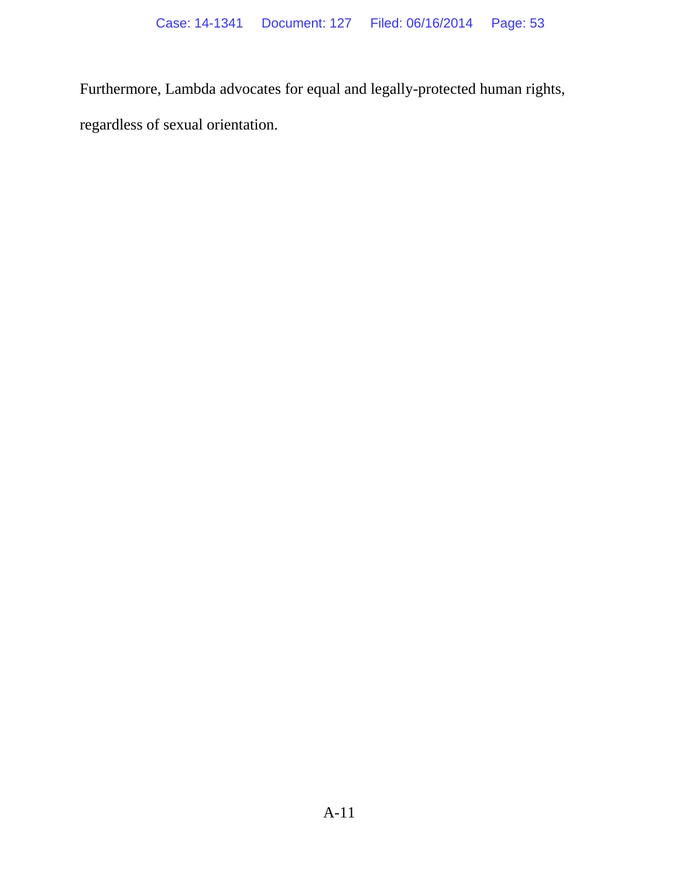Furthermore, Lambda advocates for equal and legally-protected human rights, regardless of sexual orientation.